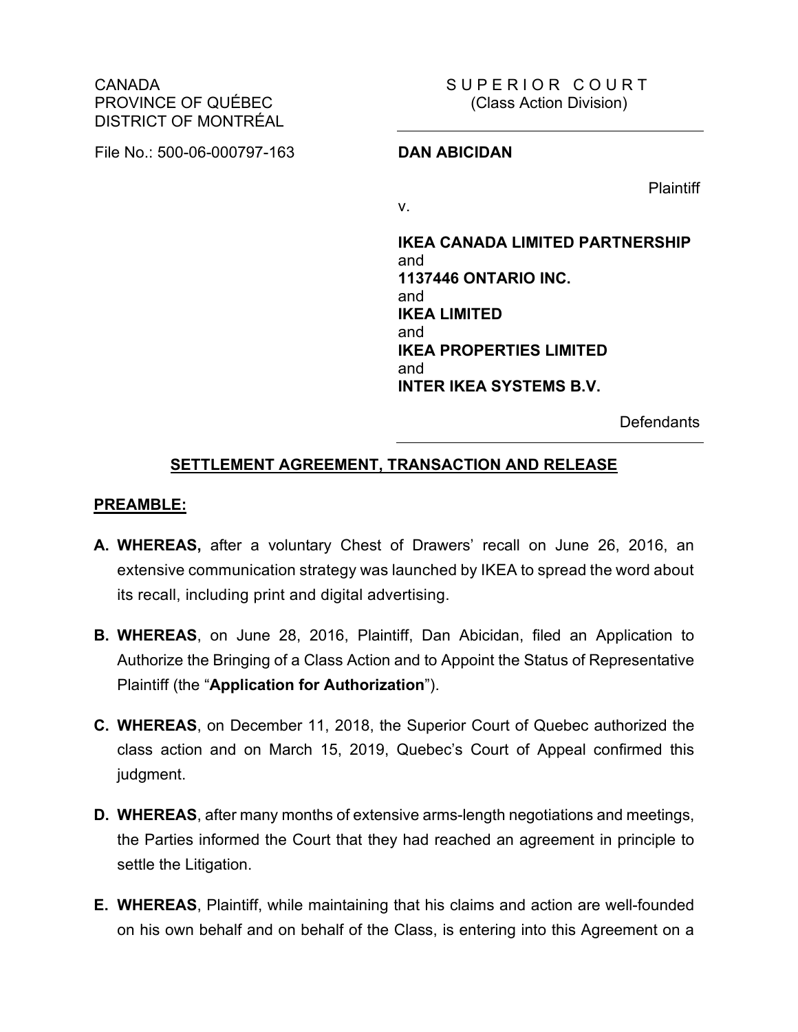CANADA
PROVINCE OF QUÉBEC
DISTRICT OF MONTRÉAL

File No.: 500-06-000797-163

S U P E R I O R C O U R T
(Class Action Division)

**DAN ABICIDAN**

Plaintiff

v.

**IKEA CANADA LIMITED PARTNERSHIP**
and
**1137446 ONTARIO INC.**
and
**IKEA LIMITED**
and
**IKEA PROPERTIES LIMITED**
and
**INTER IKEA SYSTEMS B.V.**

Defendants

## SETTLEMENT AGREEMENT, TRANSACTION AND RELEASE

### PREAMBLE:

**A. WHEREAS,** after a voluntary Chest of Drawers' recall on June 26, 2016, an extensive communication strategy was launched by IKEA to spread the word about its recall, including print and digital advertising.

**B. WHEREAS**, on June 28, 2016, Plaintiff, Dan Abicidan, filed an Application to Authorize the Bringing of a Class Action and to Appoint the Status of Representative Plaintiff (the "**Application for Authorization**").

**C. WHEREAS**, on December 11, 2018, the Superior Court of Quebec authorized the class action and on March 15, 2019, Quebec's Court of Appeal confirmed this judgment.

**D. WHEREAS**, after many months of extensive arms-length negotiations and meetings, the Parties informed the Court that they had reached an agreement in principle to settle the Litigation.

**E. WHEREAS**, Plaintiff, while maintaining that his claims and action are well-founded on his own behalf and on behalf of the Class, is entering into this Agreement on a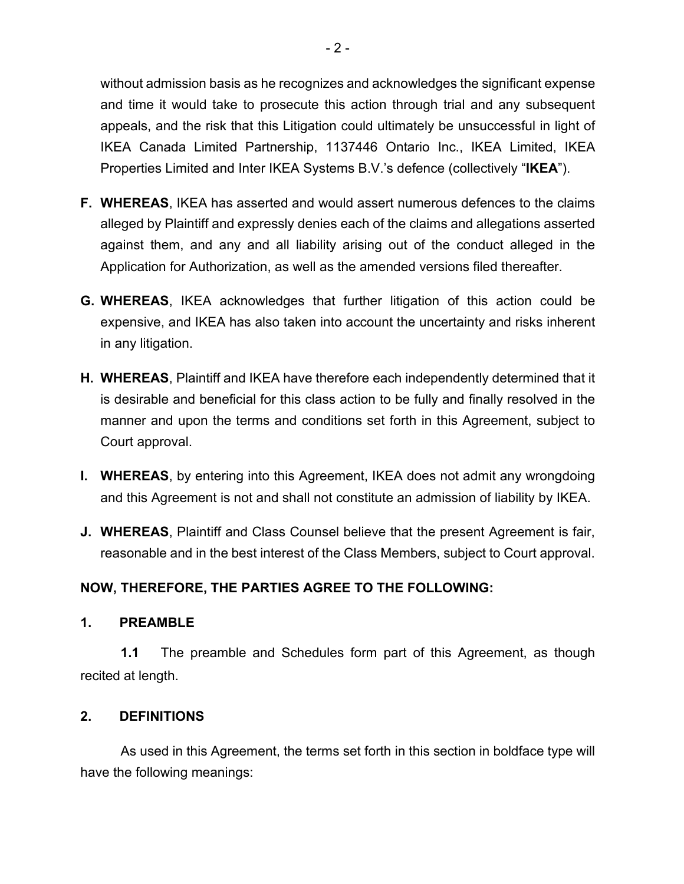without admission basis as he recognizes and acknowledges the significant expense and time it would take to prosecute this action through trial and any subsequent appeals, and the risk that this Litigation could ultimately be unsuccessful in light of IKEA Canada Limited Partnership, 1137446 Ontario Inc., IKEA Limited, IKEA Properties Limited and Inter IKEA Systems B.V.'s defence (collectively "**IKEA**").

**F. WHEREAS**, IKEA has asserted and would assert numerous defences to the claims alleged by Plaintiff and expressly denies each of the claims and allegations asserted against them, and any and all liability arising out of the conduct alleged in the Application for Authorization, as well as the amended versions filed thereafter.

**G. WHEREAS**, IKEA acknowledges that further litigation of this action could be expensive, and IKEA has also taken into account the uncertainty and risks inherent in any litigation.

**H. WHEREAS**, Plaintiff and IKEA have therefore each independently determined that it is desirable and beneficial for this class action to be fully and finally resolved in the manner and upon the terms and conditions set forth in this Agreement, subject to Court approval.

**I. WHEREAS**, by entering into this Agreement, IKEA does not admit any wrongdoing and this Agreement is not and shall not constitute an admission of liability by IKEA.

**J. WHEREAS**, Plaintiff and Class Counsel believe that the present Agreement is fair, reasonable and in the best interest of the Class Members, subject to Court approval.

**NOW, THEREFORE, THE PARTIES AGREE TO THE FOLLOWING:**

## 1. PREAMBLE

**1.1** The preamble and Schedules form part of this Agreement, as though recited at length.

## 2. DEFINITIONS

As used in this Agreement, the terms set forth in this section in boldface type will have the following meanings: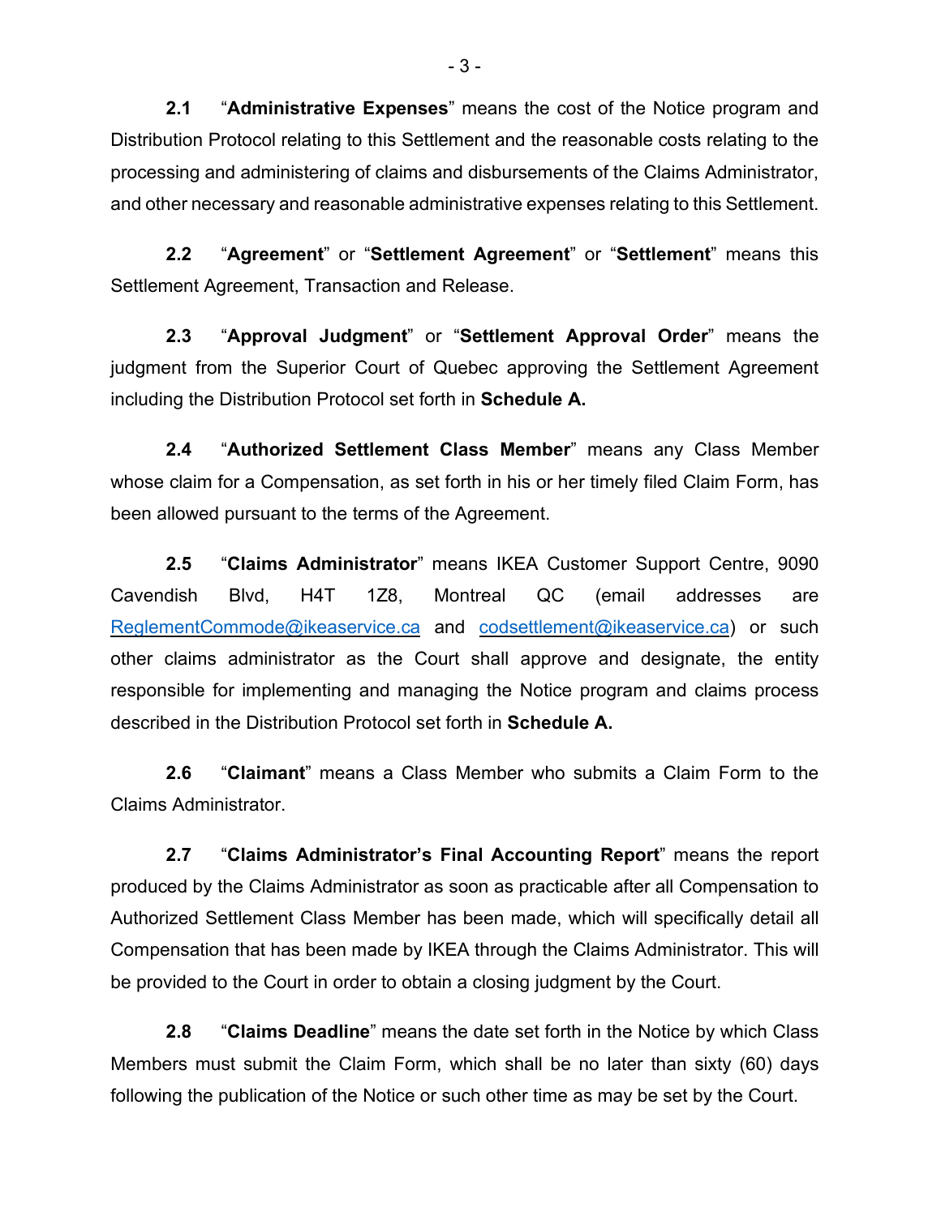**2.1** "**Administrative Expenses**" means the cost of the Notice program and Distribution Protocol relating to this Settlement and the reasonable costs relating to the processing and administering of claims and disbursements of the Claims Administrator, and other necessary and reasonable administrative expenses relating to this Settlement.

**2.2** "**Agreement**" or "**Settlement Agreement**" or "**Settlement**" means this Settlement Agreement, Transaction and Release.

**2.3** "**Approval Judgment**" or "**Settlement Approval Order**" means the judgment from the Superior Court of Quebec approving the Settlement Agreement including the Distribution Protocol set forth in **Schedule A.**

**2.4** "**Authorized Settlement Class Member**" means any Class Member whose claim for a Compensation, as set forth in his or her timely filed Claim Form, has been allowed pursuant to the terms of the Agreement.

**2.5** "**Claims Administrator**" means IKEA Customer Support Centre, 9090 Cavendish Blvd, H4T 1Z8, Montreal QC (email addresses are ReglementCommode@ikeaservice.ca and codsettlement@ikeaservice.ca) or such other claims administrator as the Court shall approve and designate, the entity responsible for implementing and managing the Notice program and claims process described in the Distribution Protocol set forth in **Schedule A.**

**2.6** "**Claimant**" means a Class Member who submits a Claim Form to the Claims Administrator.

**2.7** "**Claims Administrator's Final Accounting Report**" means the report produced by the Claims Administrator as soon as practicable after all Compensation to Authorized Settlement Class Member has been made, which will specifically detail all Compensation that has been made by IKEA through the Claims Administrator. This will be provided to the Court in order to obtain a closing judgment by the Court.

**2.8** "**Claims Deadline**" means the date set forth in the Notice by which Class Members must submit the Claim Form, which shall be no later than sixty (60) days following the publication of the Notice or such other time as may be set by the Court.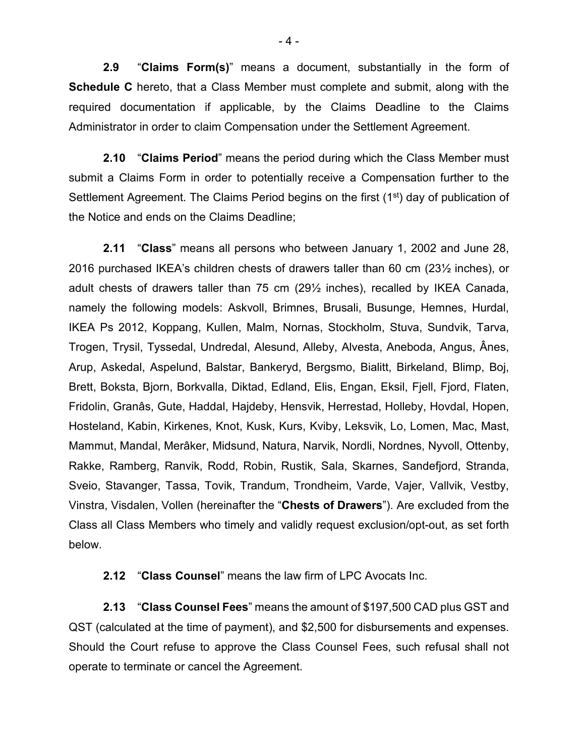**2.9** “**Claims Form(s)**” means a document, substantially in the form of **Schedule C** hereto, that a Class Member must complete and submit, along with the required documentation if applicable, by the Claims Deadline to the Claims Administrator in order to claim Compensation under the Settlement Agreement.

**2.10** “**Claims Period**” means the period during which the Class Member must submit a Claims Form in order to potentially receive a Compensation further to the Settlement Agreement. The Claims Period begins on the first (1st) day of publication of the Notice and ends on the Claims Deadline;

**2.11** “**Class**” means all persons who between January 1, 2002 and June 28, 2016 purchased IKEA’s children chests of drawers taller than 60 cm (23½ inches), or adult chests of drawers taller than 75 cm (29½ inches), recalled by IKEA Canada, namely the following models: Askvoll, Brimnes, Brusali, Busunge, Hemnes, Hurdal, IKEA Ps 2012, Koppang, Kullen, Malm, Nornas, Stockholm, Stuva, Sundvik, Tarva, Trogen, Trysil, Tyssedal, Undredal, Alesund, Alleby, Alvesta, Aneboda, Angus, Ânes, Arup, Askedal, Aspelund, Balstar, Bankeryd, Bergsmo, Bialitt, Birkeland, Blimp, Boj, Brett, Boksta, Bjorn, Borkvalla, Diktad, Edland, Elis, Engan, Eksil, Fjell, Fjord, Flaten, Fridolin, Granâs, Gute, Haddal, Hajdeby, Hensvik, Herrestad, Holleby, Hovdal, Hopen, Hosteland, Kabin, Kirkenes, Knot, Kusk, Kurs, Kviby, Leksvik, Lo, Lomen, Mac, Mast, Mammut, Mandal, Merâker, Midsund, Natura, Narvik, Nordli, Nordnes, Nyvoll, Ottenby, Rakke, Ramberg, Ranvik, Rodd, Robin, Rustik, Sala, Skarnes, Sandefjord, Stranda, Sveio, Stavanger, Tassa, Tovik, Trandum, Trondheim, Varde, Vajer, Vallvik, Vestby, Vinstra, Visdalen, Vollen (hereinafter the “**Chests of Drawers**”). Are excluded from the Class all Class Members who timely and validly request exclusion/opt-out, as set forth below.

**2.12** “**Class Counsel**” means the law firm of LPC Avocats Inc.

**2.13** “**Class Counsel Fees**” means the amount of $197,500 CAD plus GST and QST (calculated at the time of payment), and $2,500 for disbursements and expenses. Should the Court refuse to approve the Class Counsel Fees, such refusal shall not operate to terminate or cancel the Agreement.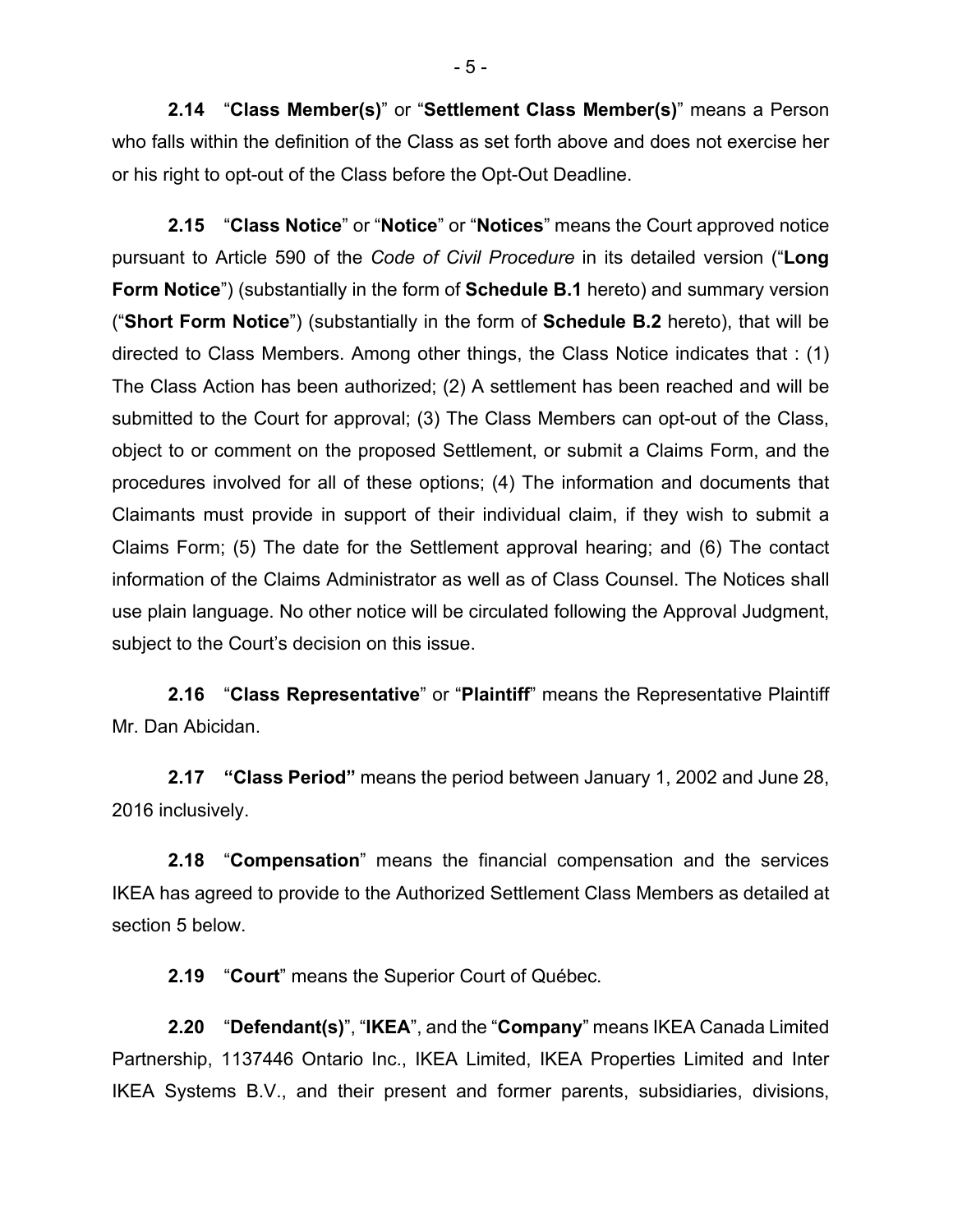**2.14** "**Class Member(s)**" or "**Settlement Class Member(s)**" means a Person who falls within the definition of the Class as set forth above and does not exercise her or his right to opt-out of the Class before the Opt-Out Deadline.

**2.15** "**Class Notice**" or "**Notice**" or "**Notices**" means the Court approved notice pursuant to Article 590 of the *Code of Civil Procedure* in its detailed version ("**Long Form Notice**") (substantially in the form of **Schedule B.1** hereto) and summary version ("**Short Form Notice**") (substantially in the form of **Schedule B.2** hereto), that will be directed to Class Members. Among other things, the Class Notice indicates that : (1) The Class Action has been authorized; (2) A settlement has been reached and will be submitted to the Court for approval; (3) The Class Members can opt-out of the Class, object to or comment on the proposed Settlement, or submit a Claims Form, and the procedures involved for all of these options; (4) The information and documents that Claimants must provide in support of their individual claim, if they wish to submit a Claims Form; (5) The date for the Settlement approval hearing; and (6) The contact information of the Claims Administrator as well as of Class Counsel. The Notices shall use plain language. No other notice will be circulated following the Approval Judgment, subject to the Court's decision on this issue.

**2.16** "**Class Representative**" or "**Plaintiff**" means the Representative Plaintiff Mr. Dan Abicidan.

**2.17** **"Class Period"** means the period between January 1, 2002 and June 28, 2016 inclusively.

**2.18** "**Compensation**" means the financial compensation and the services IKEA has agreed to provide to the Authorized Settlement Class Members as detailed at section 5 below.

**2.19** "**Court**" means the Superior Court of Québec.

**2.20** "**Defendant(s)**", "**IKEA**", and the "**Company**" means IKEA Canada Limited Partnership, 1137446 Ontario Inc., IKEA Limited, IKEA Properties Limited and Inter IKEA Systems B.V., and their present and former parents, subsidiaries, divisions,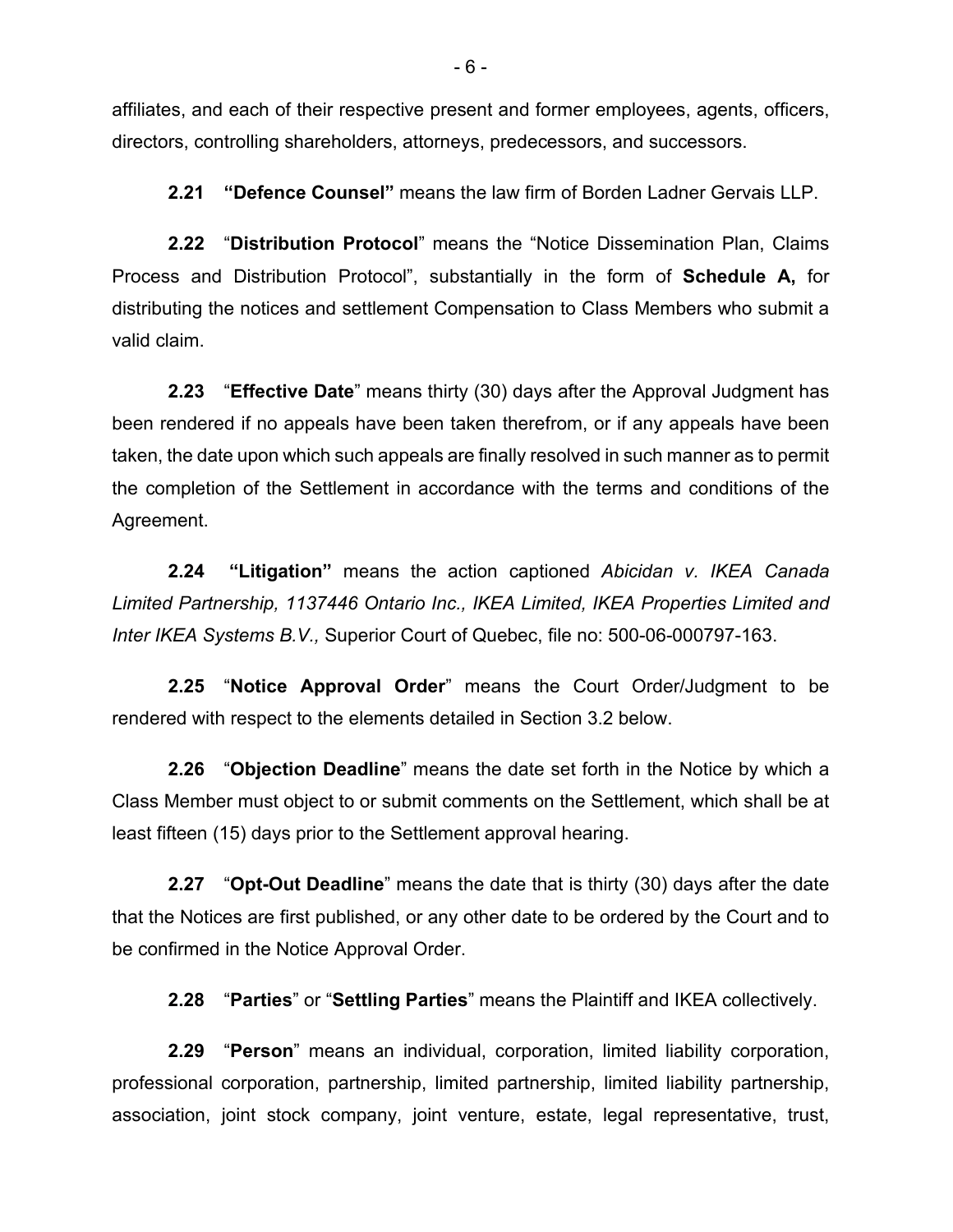affiliates, and each of their respective present and former employees, agents, officers, directors, controlling shareholders, attorneys, predecessors, and successors.

**2.21 "Defence Counsel"** means the law firm of Borden Ladner Gervais LLP.

**2.22** "**Distribution Protocol**" means the "Notice Dissemination Plan, Claims Process and Distribution Protocol", substantially in the form of **Schedule A,** for distributing the notices and settlement Compensation to Class Members who submit a valid claim.

**2.23** "**Effective Date**" means thirty (30) days after the Approval Judgment has been rendered if no appeals have been taken therefrom, or if any appeals have been taken, the date upon which such appeals are finally resolved in such manner as to permit the completion of the Settlement in accordance with the terms and conditions of the Agreement.

**2.24 "Litigation"** means the action captioned *Abicidan v. IKEA Canada Limited Partnership, 1137446 Ontario Inc., IKEA Limited, IKEA Properties Limited and Inter IKEA Systems B.V.,* Superior Court of Quebec, file no: 500-06-000797-163.

**2.25** "**Notice Approval Order**" means the Court Order/Judgment to be rendered with respect to the elements detailed in Section 3.2 below.

**2.26** "**Objection Deadline**" means the date set forth in the Notice by which a Class Member must object to or submit comments on the Settlement, which shall be at least fifteen (15) days prior to the Settlement approval hearing.

**2.27** "**Opt-Out Deadline**" means the date that is thirty (30) days after the date that the Notices are first published, or any other date to be ordered by the Court and to be confirmed in the Notice Approval Order.

**2.28** "**Parties**" or "**Settling Parties**" means the Plaintiff and IKEA collectively.

**2.29** "**Person**" means an individual, corporation, limited liability corporation, professional corporation, partnership, limited partnership, limited liability partnership, association, joint stock company, joint venture, estate, legal representative, trust,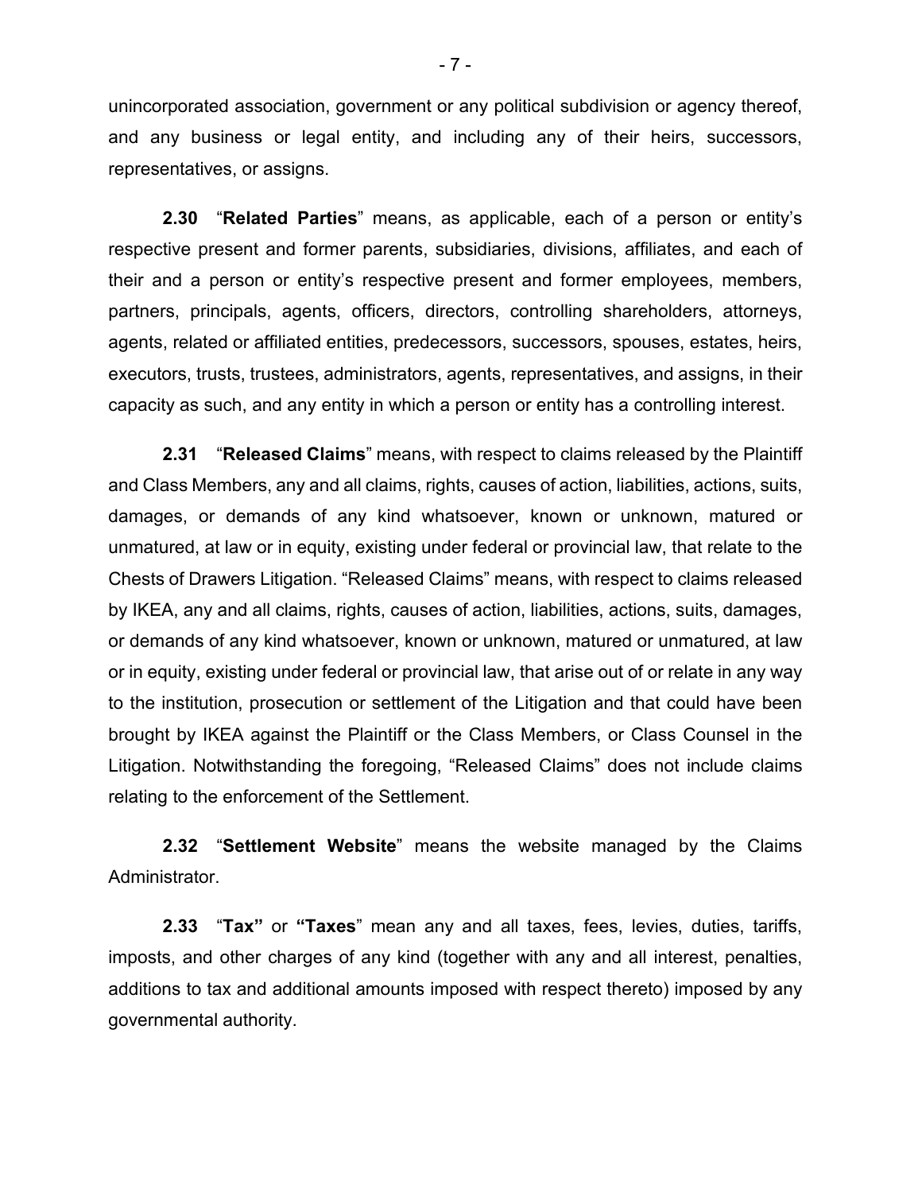unincorporated association, government or any political subdivision or agency thereof, and any business or legal entity, and including any of their heirs, successors, representatives, or assigns.

**2.30** "**Related Parties**" means, as applicable, each of a person or entity's respective present and former parents, subsidiaries, divisions, affiliates, and each of their and a person or entity's respective present and former employees, members, partners, principals, agents, officers, directors, controlling shareholders, attorneys, agents, related or affiliated entities, predecessors, successors, spouses, estates, heirs, executors, trusts, trustees, administrators, agents, representatives, and assigns, in their capacity as such, and any entity in which a person or entity has a controlling interest.

**2.31** "**Released Claims**" means, with respect to claims released by the Plaintiff and Class Members, any and all claims, rights, causes of action, liabilities, actions, suits, damages, or demands of any kind whatsoever, known or unknown, matured or unmatured, at law or in equity, existing under federal or provincial law, that relate to the Chests of Drawers Litigation. "Released Claims" means, with respect to claims released by IKEA, any and all claims, rights, causes of action, liabilities, actions, suits, damages, or demands of any kind whatsoever, known or unknown, matured or unmatured, at law or in equity, existing under federal or provincial law, that arise out of or relate in any way to the institution, prosecution or settlement of the Litigation and that could have been brought by IKEA against the Plaintiff or the Class Members, or Class Counsel in the Litigation. Notwithstanding the foregoing, "Released Claims" does not include claims relating to the enforcement of the Settlement.

**2.32** "**Settlement Website**" means the website managed by the Claims Administrator.

**2.33** "**Tax**" or "**Taxes**" mean any and all taxes, fees, levies, duties, tariffs, imposts, and other charges of any kind (together with any and all interest, penalties, additions to tax and additional amounts imposed with respect thereto) imposed by any governmental authority.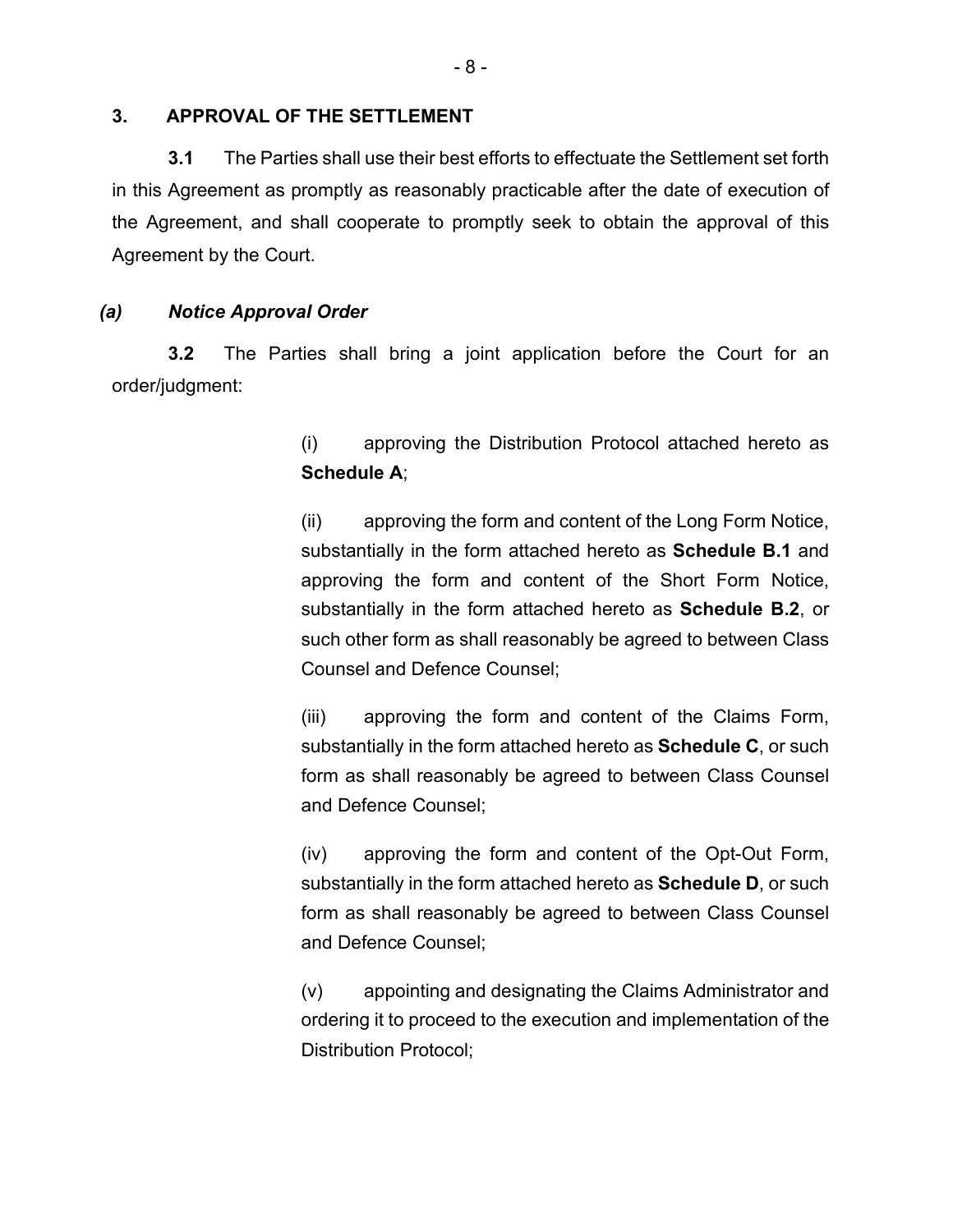## 3. APPROVAL OF THE SETTLEMENT

**3.1** The Parties shall use their best efforts to effectuate the Settlement set forth in this Agreement as promptly as reasonably practicable after the date of execution of the Agreement, and shall cooperate to promptly seek to obtain the approval of this Agreement by the Court.

### *(a) Notice Approval Order*

**3.2** The Parties shall bring a joint application before the Court for an order/judgment:

(i) approving the Distribution Protocol attached hereto as **Schedule A**;

(ii) approving the form and content of the Long Form Notice, substantially in the form attached hereto as **Schedule B.1** and approving the form and content of the Short Form Notice, substantially in the form attached hereto as **Schedule B.2**, or such other form as shall reasonably be agreed to between Class Counsel and Defence Counsel;

(iii) approving the form and content of the Claims Form, substantially in the form attached hereto as **Schedule C**, or such form as shall reasonably be agreed to between Class Counsel and Defence Counsel;

(iv) approving the form and content of the Opt-Out Form, substantially in the form attached hereto as **Schedule D**, or such form as shall reasonably be agreed to between Class Counsel and Defence Counsel;

(v) appointing and designating the Claims Administrator and ordering it to proceed to the execution and implementation of the Distribution Protocol;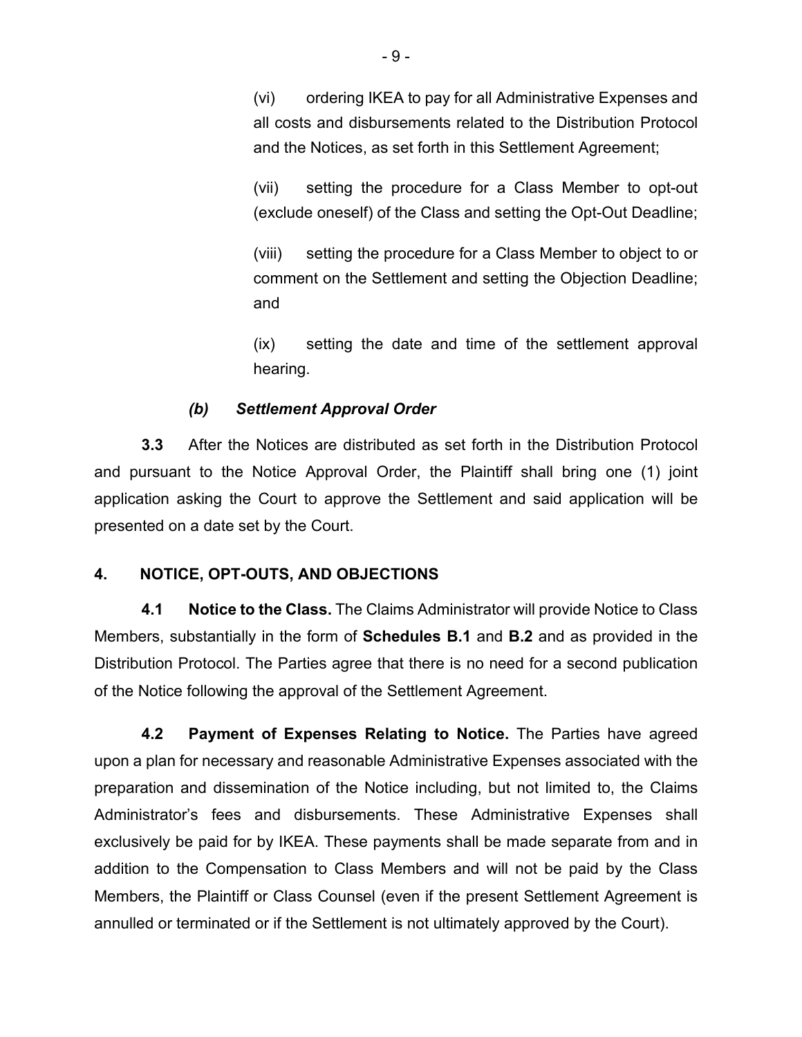(vi) ordering IKEA to pay for all Administrative Expenses and all costs and disbursements related to the Distribution Protocol and the Notices, as set forth in this Settlement Agreement;

(vii) setting the procedure for a Class Member to opt-out (exclude oneself) of the Class and setting the Opt-Out Deadline;

(viii) setting the procedure for a Class Member to object to or comment on the Settlement and setting the Objection Deadline; and

(ix) setting the date and time of the settlement approval hearing.

***(b) Settlement Approval Order***

**3.3** After the Notices are distributed as set forth in the Distribution Protocol and pursuant to the Notice Approval Order, the Plaintiff shall bring one (1) joint application asking the Court to approve the Settlement and said application will be presented on a date set by the Court.

## 4. NOTICE, OPT-OUTS, AND OBJECTIONS

**4.1 Notice to the Class.** The Claims Administrator will provide Notice to Class Members, substantially in the form of **Schedules B.1** and **B.2** and as provided in the Distribution Protocol. The Parties agree that there is no need for a second publication of the Notice following the approval of the Settlement Agreement.

**4.2 Payment of Expenses Relating to Notice.** The Parties have agreed upon a plan for necessary and reasonable Administrative Expenses associated with the preparation and dissemination of the Notice including, but not limited to, the Claims Administrator's fees and disbursements. These Administrative Expenses shall exclusively be paid for by IKEA. These payments shall be made separate from and in addition to the Compensation to Class Members and will not be paid by the Class Members, the Plaintiff or Class Counsel (even if the present Settlement Agreement is annulled or terminated or if the Settlement is not ultimately approved by the Court).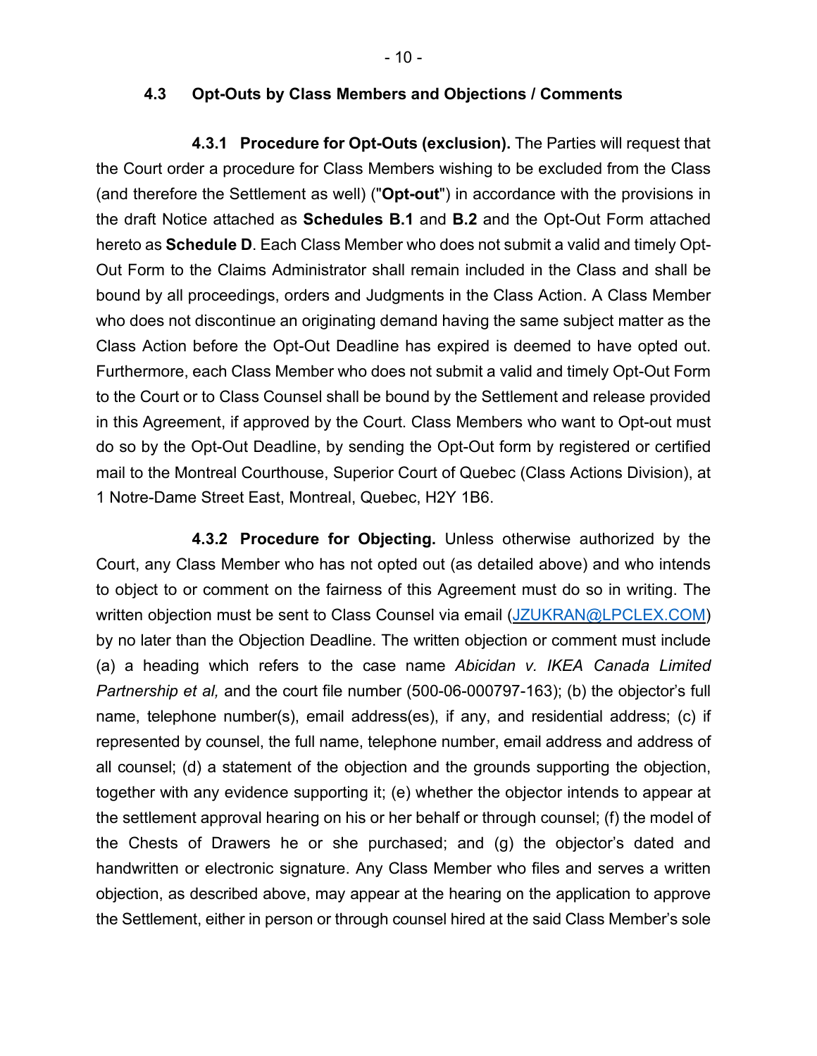### 4.3 Opt-Outs by Class Members and Objections / Comments

**4.3.1 Procedure for Opt-Outs (exclusion).** The Parties will request that the Court order a procedure for Class Members wishing to be excluded from the Class (and therefore the Settlement as well) ("**Opt-out**") in accordance with the provisions in the draft Notice attached as **Schedules B.1** and **B.2** and the Opt-Out Form attached hereto as **Schedule D**. Each Class Member who does not submit a valid and timely Opt-Out Form to the Claims Administrator shall remain included in the Class and shall be bound by all proceedings, orders and Judgments in the Class Action. A Class Member who does not discontinue an originating demand having the same subject matter as the Class Action before the Opt-Out Deadline has expired is deemed to have opted out. Furthermore, each Class Member who does not submit a valid and timely Opt-Out Form to the Court or to Class Counsel shall be bound by the Settlement and release provided in this Agreement, if approved by the Court. Class Members who want to Opt-out must do so by the Opt-Out Deadline, by sending the Opt-Out form by registered or certified mail to the Montreal Courthouse, Superior Court of Quebec (Class Actions Division), at 1 Notre-Dame Street East, Montreal, Quebec, H2Y 1B6.

**4.3.2 Procedure for Objecting.** Unless otherwise authorized by the Court, any Class Member who has not opted out (as detailed above) and who intends to object to or comment on the fairness of this Agreement must do so in writing. The written objection must be sent to Class Counsel via email (JZUKRAN@LPCLEX.COM) by no later than the Objection Deadline. The written objection or comment must include (a) a heading which refers to the case name *Abicidan v. IKEA Canada Limited Partnership et al,* and the court file number (500-06-000797-163); (b) the objector's full name, telephone number(s), email address(es), if any, and residential address; (c) if represented by counsel, the full name, telephone number, email address and address of all counsel; (d) a statement of the objection and the grounds supporting the objection, together with any evidence supporting it; (e) whether the objector intends to appear at the settlement approval hearing on his or her behalf or through counsel; (f) the model of the Chests of Drawers he or she purchased; and (g) the objector's dated and handwritten or electronic signature. Any Class Member who files and serves a written objection, as described above, may appear at the hearing on the application to approve the Settlement, either in person or through counsel hired at the said Class Member's sole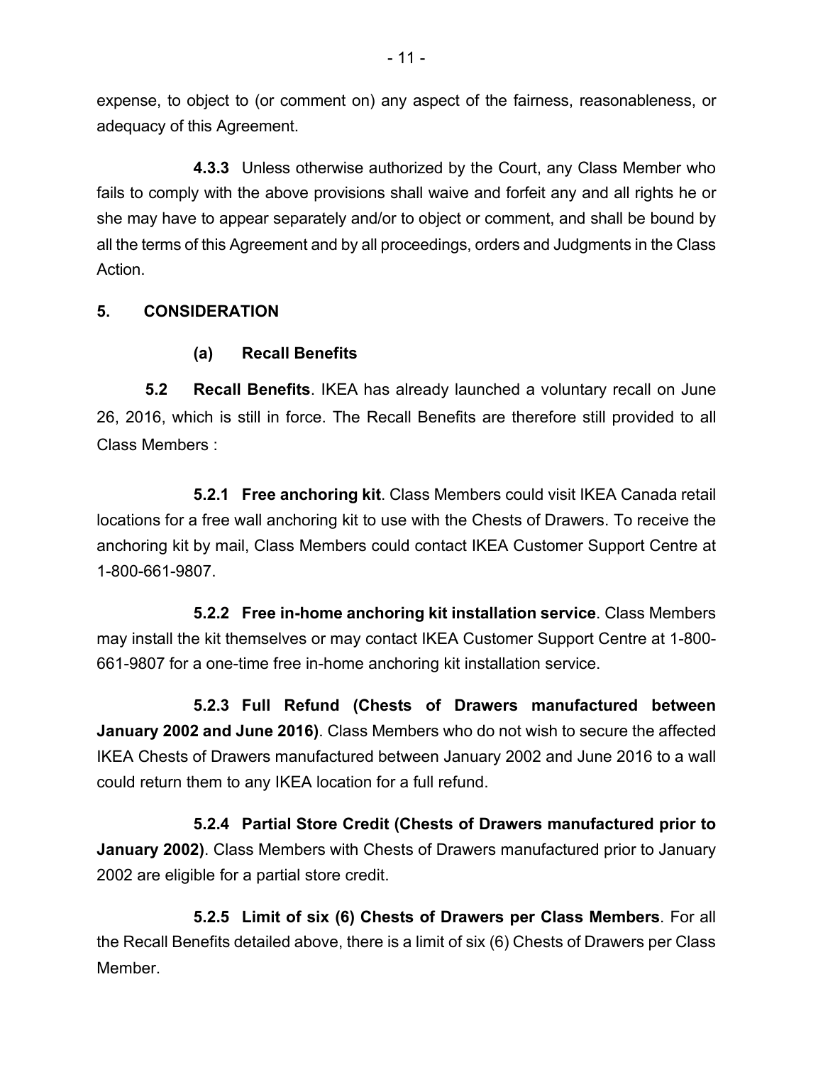expense, to object to (or comment on) any aspect of the fairness, reasonableness, or adequacy of this Agreement.

**4.3.3** Unless otherwise authorized by the Court, any Class Member who fails to comply with the above provisions shall waive and forfeit any and all rights he or she may have to appear separately and/or to object or comment, and shall be bound by all the terms of this Agreement and by all proceedings, orders and Judgments in the Class Action.

## 5. CONSIDERATION

### (a) Recall Benefits

**5.2 Recall Benefits**. IKEA has already launched a voluntary recall on June 26, 2016, which is still in force. The Recall Benefits are therefore still provided to all Class Members :

**5.2.1 Free anchoring kit**. Class Members could visit IKEA Canada retail locations for a free wall anchoring kit to use with the Chests of Drawers. To receive the anchoring kit by mail, Class Members could contact IKEA Customer Support Centre at 1-800-661-9807.

**5.2.2 Free in-home anchoring kit installation service**. Class Members may install the kit themselves or may contact IKEA Customer Support Centre at 1-800-661-9807 for a one-time free in-home anchoring kit installation service.

**5.2.3 Full Refund (Chests of Drawers manufactured between January 2002 and June 2016)**. Class Members who do not wish to secure the affected IKEA Chests of Drawers manufactured between January 2002 and June 2016 to a wall could return them to any IKEA location for a full refund.

**5.2.4 Partial Store Credit (Chests of Drawers manufactured prior to January 2002)**. Class Members with Chests of Drawers manufactured prior to January 2002 are eligible for a partial store credit.

**5.2.5 Limit of six (6) Chests of Drawers per Class Members**. For all the Recall Benefits detailed above, there is a limit of six (6) Chests of Drawers per Class Member.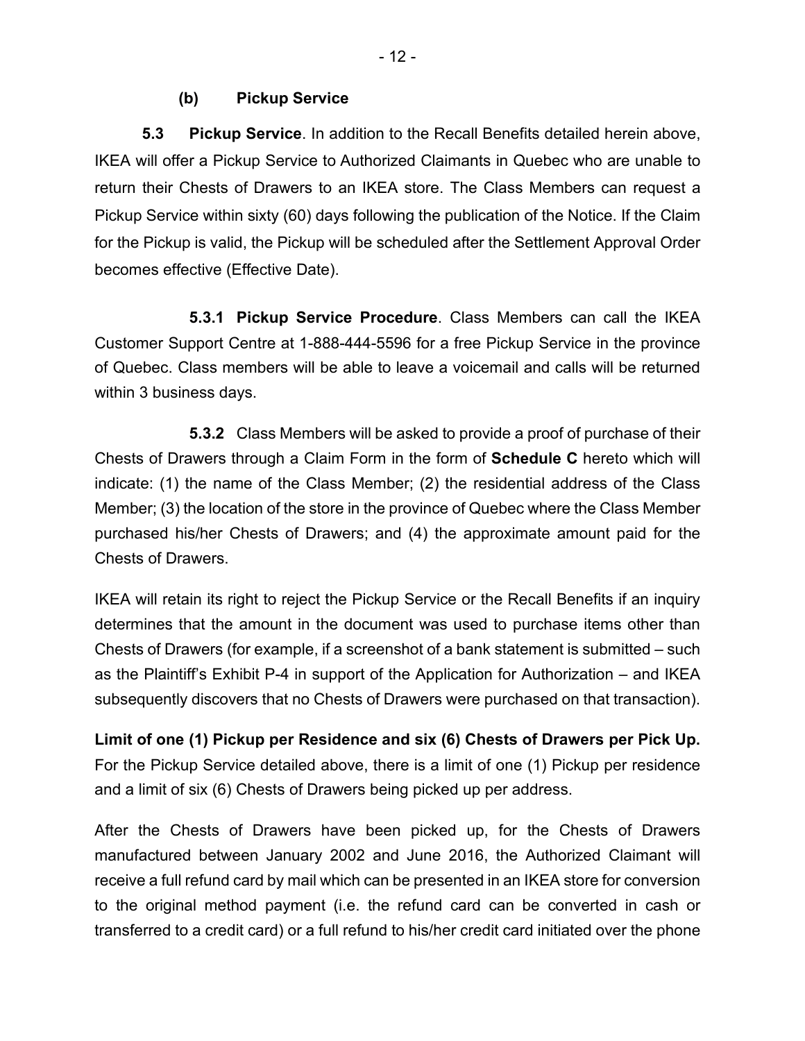### (b) Pickup Service

**5.3 Pickup Service**. In addition to the Recall Benefits detailed herein above, IKEA will offer a Pickup Service to Authorized Claimants in Quebec who are unable to return their Chests of Drawers to an IKEA store. The Class Members can request a Pickup Service within sixty (60) days following the publication of the Notice. If the Claim for the Pickup is valid, the Pickup will be scheduled after the Settlement Approval Order becomes effective (Effective Date).

**5.3.1 Pickup Service Procedure**. Class Members can call the IKEA Customer Support Centre at 1-888-444-5596 for a free Pickup Service in the province of Quebec. Class members will be able to leave a voicemail and calls will be returned within 3 business days.

**5.3.2** Class Members will be asked to provide a proof of purchase of their Chests of Drawers through a Claim Form in the form of **Schedule C** hereto which will indicate: (1) the name of the Class Member; (2) the residential address of the Class Member; (3) the location of the store in the province of Quebec where the Class Member purchased his/her Chests of Drawers; and (4) the approximate amount paid for the Chests of Drawers.

IKEA will retain its right to reject the Pickup Service or the Recall Benefits if an inquiry determines that the amount in the document was used to purchase items other than Chests of Drawers (for example, if a screenshot of a bank statement is submitted – such as the Plaintiff's Exhibit P-4 in support of the Application for Authorization – and IKEA subsequently discovers that no Chests of Drawers were purchased on that transaction).

**Limit of one (1) Pickup per Residence and six (6) Chests of Drawers per Pick Up.** For the Pickup Service detailed above, there is a limit of one (1) Pickup per residence and a limit of six (6) Chests of Drawers being picked up per address.

After the Chests of Drawers have been picked up, for the Chests of Drawers manufactured between January 2002 and June 2016, the Authorized Claimant will receive a full refund card by mail which can be presented in an IKEA store for conversion to the original method payment (i.e. the refund card can be converted in cash or transferred to a credit card) or a full refund to his/her credit card initiated over the phone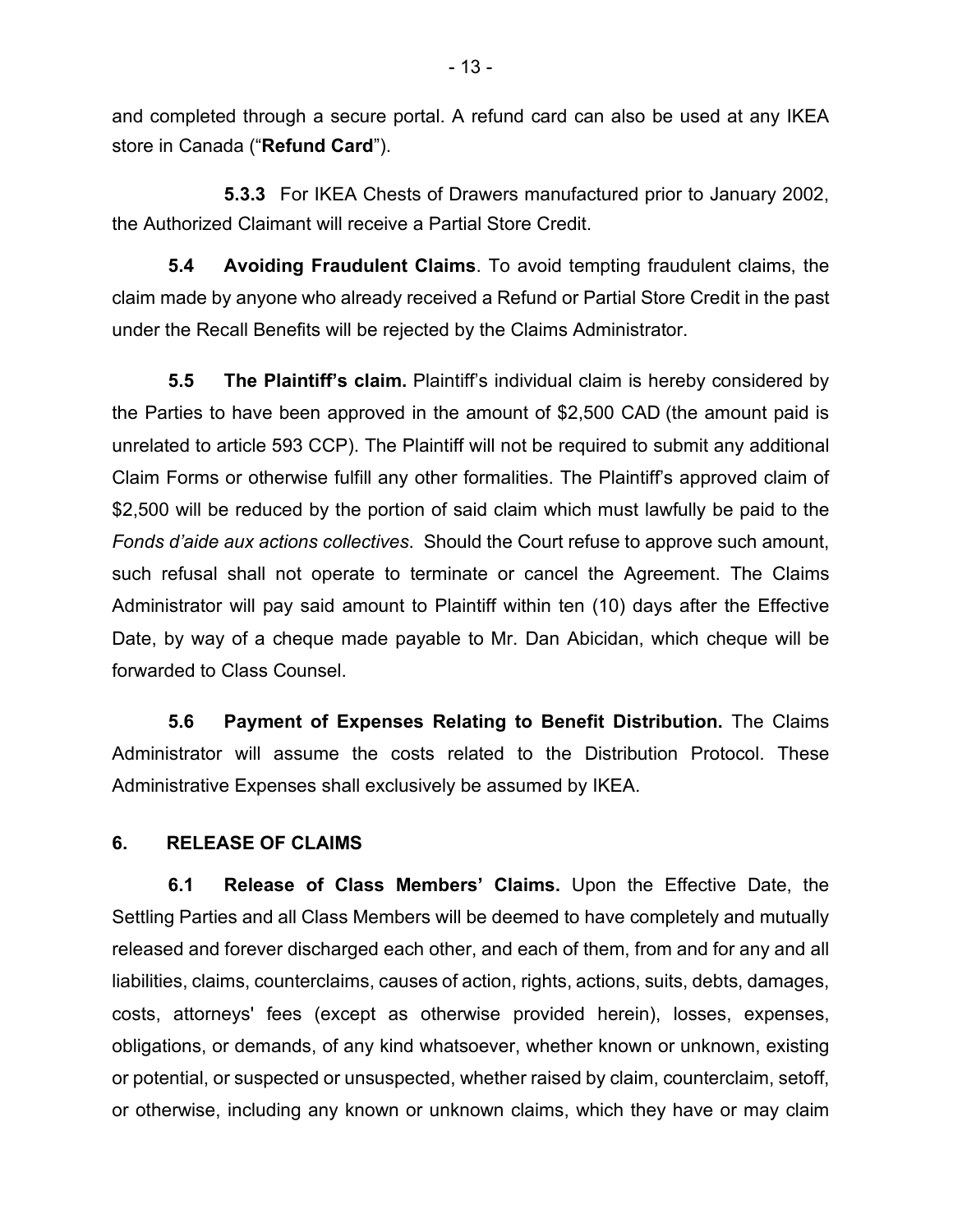and completed through a secure portal. A refund card can also be used at any IKEA store in Canada ("**Refund Card**").

**5.3.3** For IKEA Chests of Drawers manufactured prior to January 2002, the Authorized Claimant will receive a Partial Store Credit.

**5.4 Avoiding Fraudulent Claims**. To avoid tempting fraudulent claims, the claim made by anyone who already received a Refund or Partial Store Credit in the past under the Recall Benefits will be rejected by the Claims Administrator.

**5.5 The Plaintiff's claim.** Plaintiff's individual claim is hereby considered by the Parties to have been approved in the amount of $2,500 CAD (the amount paid is unrelated to article 593 CCP). The Plaintiff will not be required to submit any additional Claim Forms or otherwise fulfill any other formalities. The Plaintiff's approved claim of $2,500 will be reduced by the portion of said claim which must lawfully be paid to the *Fonds d'aide aux actions collectives*. Should the Court refuse to approve such amount, such refusal shall not operate to terminate or cancel the Agreement. The Claims Administrator will pay said amount to Plaintiff within ten (10) days after the Effective Date, by way of a cheque made payable to Mr. Dan Abicidan, which cheque will be forwarded to Class Counsel.

**5.6 Payment of Expenses Relating to Benefit Distribution.** The Claims Administrator will assume the costs related to the Distribution Protocol. These Administrative Expenses shall exclusively be assumed by IKEA.

## 6. RELEASE OF CLAIMS

**6.1 Release of Class Members' Claims.** Upon the Effective Date, the Settling Parties and all Class Members will be deemed to have completely and mutually released and forever discharged each other, and each of them, from and for any and all liabilities, claims, counterclaims, causes of action, rights, actions, suits, debts, damages, costs, attorneys' fees (except as otherwise provided herein), losses, expenses, obligations, or demands, of any kind whatsoever, whether known or unknown, existing or potential, or suspected or unsuspected, whether raised by claim, counterclaim, setoff, or otherwise, including any known or unknown claims, which they have or may claim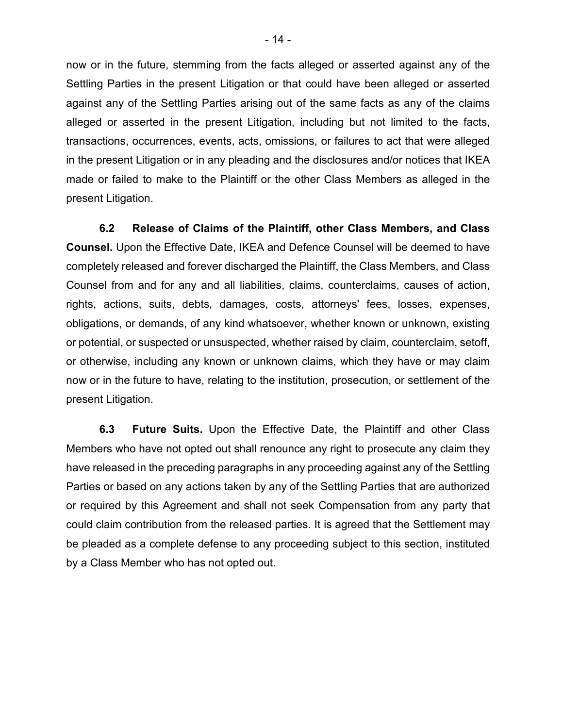now or in the future, stemming from the facts alleged or asserted against any of the Settling Parties in the present Litigation or that could have been alleged or asserted against any of the Settling Parties arising out of the same facts as any of the claims alleged or asserted in the present Litigation, including but not limited to the facts, transactions, occurrences, events, acts, omissions, or failures to act that were alleged in the present Litigation or in any pleading and the disclosures and/or notices that IKEA made or failed to make to the Plaintiff or the other Class Members as alleged in the present Litigation.

**6.2 Release of Claims of the Plaintiff, other Class Members, and Class Counsel.** Upon the Effective Date, IKEA and Defence Counsel will be deemed to have completely released and forever discharged the Plaintiff, the Class Members, and Class Counsel from and for any and all liabilities, claims, counterclaims, causes of action, rights, actions, suits, debts, damages, costs, attorneys' fees, losses, expenses, obligations, or demands, of any kind whatsoever, whether known or unknown, existing or potential, or suspected or unsuspected, whether raised by claim, counterclaim, setoff, or otherwise, including any known or unknown claims, which they have or may claim now or in the future to have, relating to the institution, prosecution, or settlement of the present Litigation.

**6.3 Future Suits.** Upon the Effective Date, the Plaintiff and other Class Members who have not opted out shall renounce any right to prosecute any claim they have released in the preceding paragraphs in any proceeding against any of the Settling Parties or based on any actions taken by any of the Settling Parties that are authorized or required by this Agreement and shall not seek Compensation from any party that could claim contribution from the released parties. It is agreed that the Settlement may be pleaded as a complete defense to any proceeding subject to this section, instituted by a Class Member who has not opted out.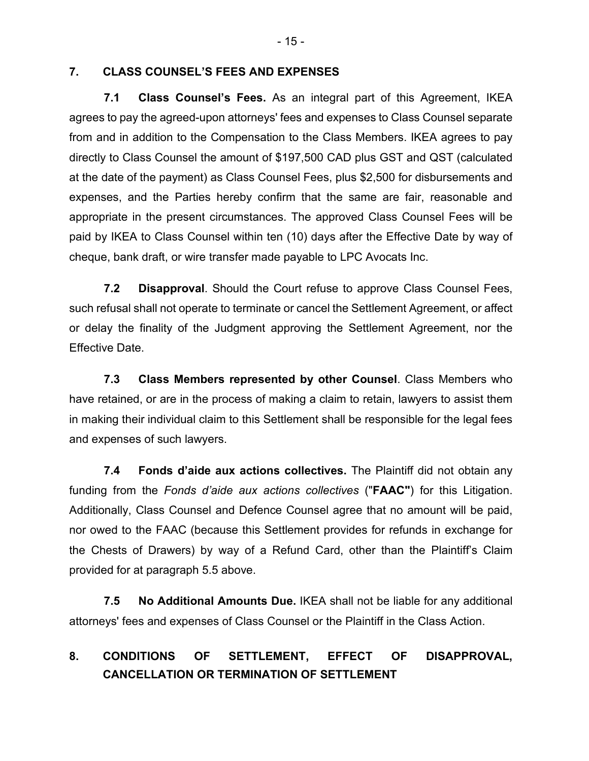## 7. CLASS COUNSEL'S FEES AND EXPENSES

**7.1 Class Counsel's Fees.** As an integral part of this Agreement, IKEA agrees to pay the agreed-upon attorneys' fees and expenses to Class Counsel separate from and in addition to the Compensation to the Class Members. IKEA agrees to pay directly to Class Counsel the amount of $197,500 CAD plus GST and QST (calculated at the date of the payment) as Class Counsel Fees, plus $2,500 for disbursements and expenses, and the Parties hereby confirm that the same are fair, reasonable and appropriate in the present circumstances. The approved Class Counsel Fees will be paid by IKEA to Class Counsel within ten (10) days after the Effective Date by way of cheque, bank draft, or wire transfer made payable to LPC Avocats Inc.

**7.2 Disapproval**. Should the Court refuse to approve Class Counsel Fees, such refusal shall not operate to terminate or cancel the Settlement Agreement, or affect or delay the finality of the Judgment approving the Settlement Agreement, nor the Effective Date.

**7.3 Class Members represented by other Counsel**. Class Members who have retained, or are in the process of making a claim to retain, lawyers to assist them in making their individual claim to this Settlement shall be responsible for the legal fees and expenses of such lawyers.

**7.4 Fonds d'aide aux actions collectives.** The Plaintiff did not obtain any funding from the *Fonds d'aide aux actions collectives* ("**FAAC"**) for this Litigation. Additionally, Class Counsel and Defence Counsel agree that no amount will be paid, nor owed to the FAAC (because this Settlement provides for refunds in exchange for the Chests of Drawers) by way of a Refund Card, other than the Plaintiff's Claim provided for at paragraph 5.5 above.

**7.5 No Additional Amounts Due.** IKEA shall not be liable for any additional attorneys' fees and expenses of Class Counsel or the Plaintiff in the Class Action.

## 8. CONDITIONS OF SETTLEMENT, EFFECT OF DISAPPROVAL, CANCELLATION OR TERMINATION OF SETTLEMENT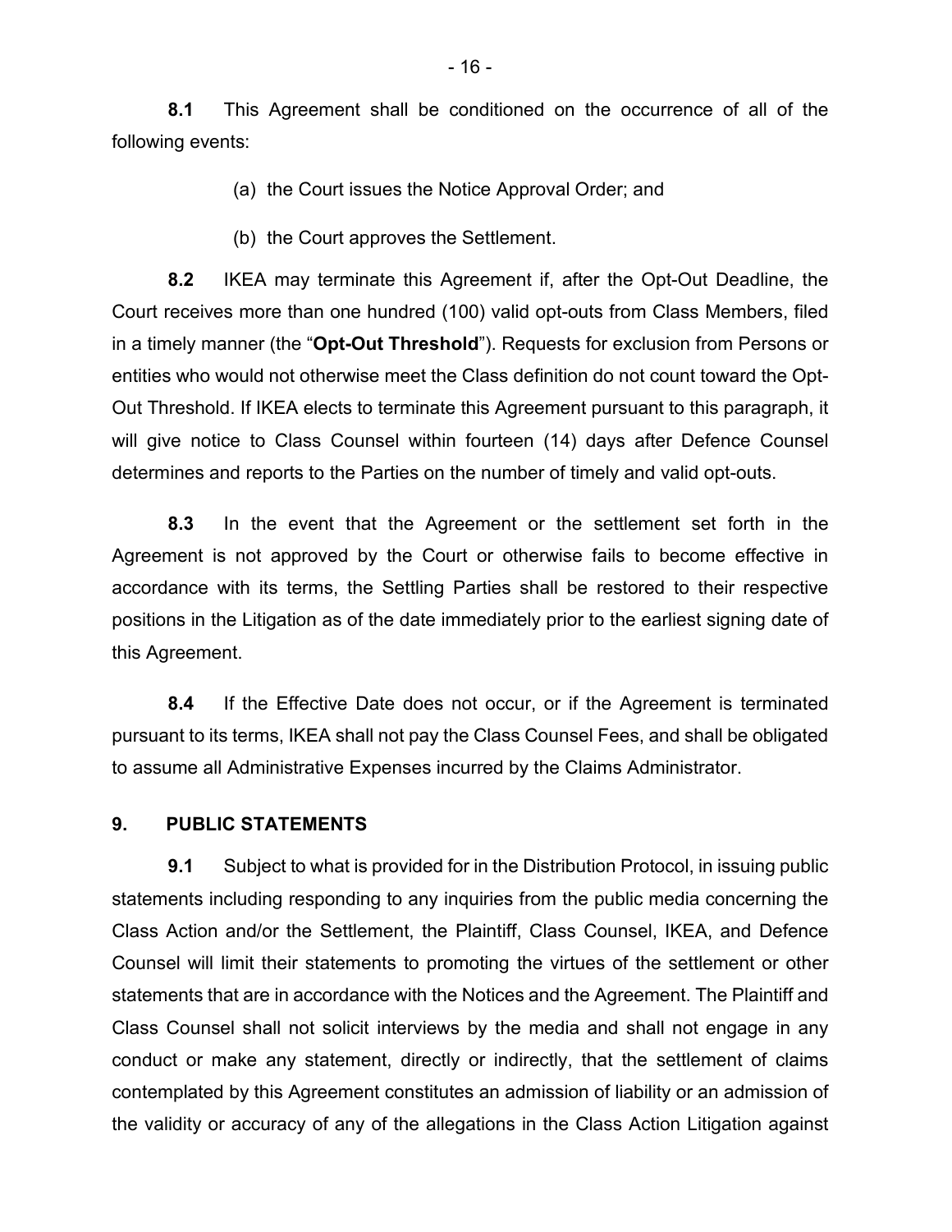**8.1** This Agreement shall be conditioned on the occurrence of all of the following events:

(a) the Court issues the Notice Approval Order; and

(b) the Court approves the Settlement.

**8.2** IKEA may terminate this Agreement if, after the Opt-Out Deadline, the Court receives more than one hundred (100) valid opt-outs from Class Members, filed in a timely manner (the "**Opt-Out Threshold**"). Requests for exclusion from Persons or entities who would not otherwise meet the Class definition do not count toward the Opt-Out Threshold. If IKEA elects to terminate this Agreement pursuant to this paragraph, it will give notice to Class Counsel within fourteen (14) days after Defence Counsel determines and reports to the Parties on the number of timely and valid opt-outs.

**8.3** In the event that the Agreement or the settlement set forth in the Agreement is not approved by the Court or otherwise fails to become effective in accordance with its terms, the Settling Parties shall be restored to their respective positions in the Litigation as of the date immediately prior to the earliest signing date of this Agreement.

**8.4** If the Effective Date does not occur, or if the Agreement is terminated pursuant to its terms, IKEA shall not pay the Class Counsel Fees, and shall be obligated to assume all Administrative Expenses incurred by the Claims Administrator.

## 9. PUBLIC STATEMENTS

**9.1** Subject to what is provided for in the Distribution Protocol, in issuing public statements including responding to any inquiries from the public media concerning the Class Action and/or the Settlement, the Plaintiff, Class Counsel, IKEA, and Defence Counsel will limit their statements to promoting the virtues of the settlement or other statements that are in accordance with the Notices and the Agreement. The Plaintiff and Class Counsel shall not solicit interviews by the media and shall not engage in any conduct or make any statement, directly or indirectly, that the settlement of claims contemplated by this Agreement constitutes an admission of liability or an admission of the validity or accuracy of any of the allegations in the Class Action Litigation against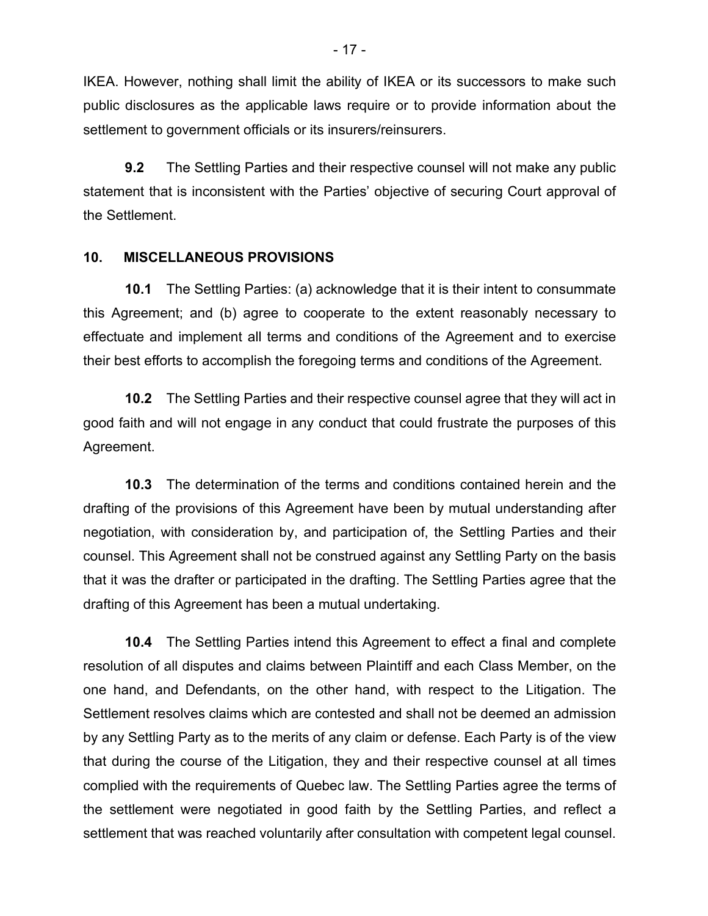IKEA. However, nothing shall limit the ability of IKEA or its successors to make such public disclosures as the applicable laws require or to provide information about the settlement to government officials or its insurers/reinsurers.

**9.2** The Settling Parties and their respective counsel will not make any public statement that is inconsistent with the Parties' objective of securing Court approval of the Settlement.

## 10. MISCELLANEOUS PROVISIONS

**10.1** The Settling Parties: (a) acknowledge that it is their intent to consummate this Agreement; and (b) agree to cooperate to the extent reasonably necessary to effectuate and implement all terms and conditions of the Agreement and to exercise their best efforts to accomplish the foregoing terms and conditions of the Agreement.

**10.2** The Settling Parties and their respective counsel agree that they will act in good faith and will not engage in any conduct that could frustrate the purposes of this Agreement.

**10.3** The determination of the terms and conditions contained herein and the drafting of the provisions of this Agreement have been by mutual understanding after negotiation, with consideration by, and participation of, the Settling Parties and their counsel. This Agreement shall not be construed against any Settling Party on the basis that it was the drafter or participated in the drafting. The Settling Parties agree that the drafting of this Agreement has been a mutual undertaking.

**10.4** The Settling Parties intend this Agreement to effect a final and complete resolution of all disputes and claims between Plaintiff and each Class Member, on the one hand, and Defendants, on the other hand, with respect to the Litigation. The Settlement resolves claims which are contested and shall not be deemed an admission by any Settling Party as to the merits of any claim or defense. Each Party is of the view that during the course of the Litigation, they and their respective counsel at all times complied with the requirements of Quebec law. The Settling Parties agree the terms of the settlement were negotiated in good faith by the Settling Parties, and reflect a settlement that was reached voluntarily after consultation with competent legal counsel.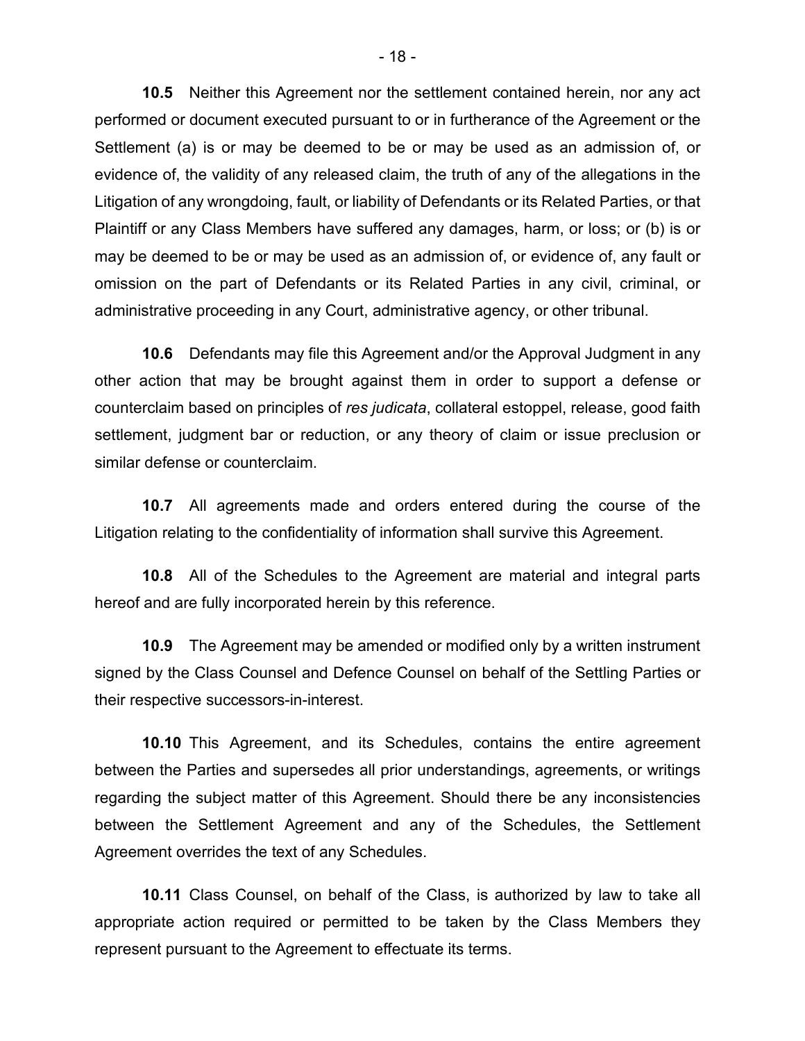**10.5** Neither this Agreement nor the settlement contained herein, nor any act performed or document executed pursuant to or in furtherance of the Agreement or the Settlement (a) is or may be deemed to be or may be used as an admission of, or evidence of, the validity of any released claim, the truth of any of the allegations in the Litigation of any wrongdoing, fault, or liability of Defendants or its Related Parties, or that Plaintiff or any Class Members have suffered any damages, harm, or loss; or (b) is or may be deemed to be or may be used as an admission of, or evidence of, any fault or omission on the part of Defendants or its Related Parties in any civil, criminal, or administrative proceeding in any Court, administrative agency, or other tribunal.

**10.6** Defendants may file this Agreement and/or the Approval Judgment in any other action that may be brought against them in order to support a defense or counterclaim based on principles of *res judicata*, collateral estoppel, release, good faith settlement, judgment bar or reduction, or any theory of claim or issue preclusion or similar defense or counterclaim.

**10.7** All agreements made and orders entered during the course of the Litigation relating to the confidentiality of information shall survive this Agreement.

**10.8** All of the Schedules to the Agreement are material and integral parts hereof and are fully incorporated herein by this reference.

**10.9** The Agreement may be amended or modified only by a written instrument signed by the Class Counsel and Defence Counsel on behalf of the Settling Parties or their respective successors-in-interest.

**10.10** This Agreement, and its Schedules, contains the entire agreement between the Parties and supersedes all prior understandings, agreements, or writings regarding the subject matter of this Agreement. Should there be any inconsistencies between the Settlement Agreement and any of the Schedules, the Settlement Agreement overrides the text of any Schedules.

**10.11** Class Counsel, on behalf of the Class, is authorized by law to take all appropriate action required or permitted to be taken by the Class Members they represent pursuant to the Agreement to effectuate its terms.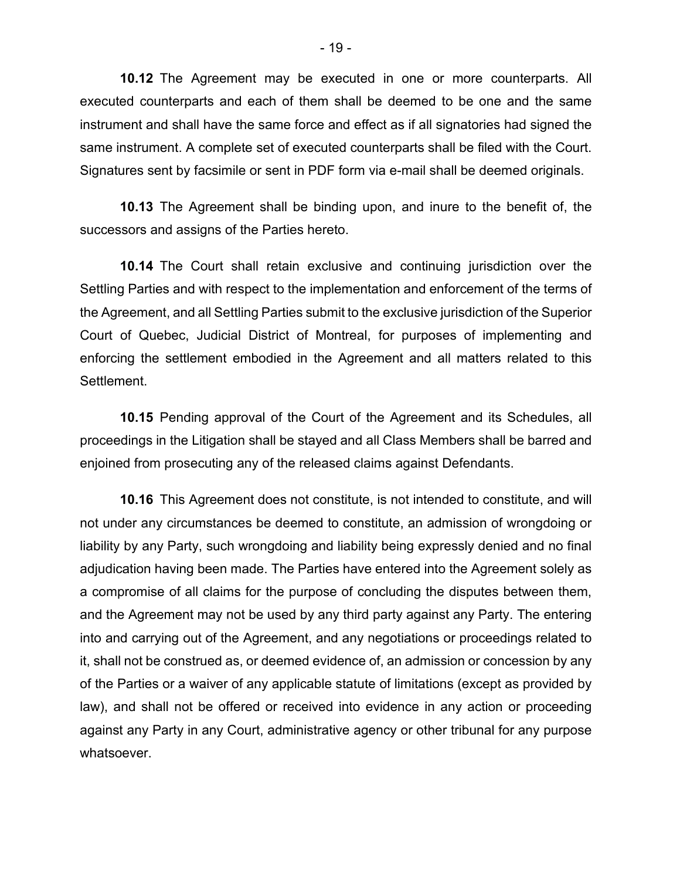**10.12** The Agreement may be executed in one or more counterparts. All executed counterparts and each of them shall be deemed to be one and the same instrument and shall have the same force and effect as if all signatories had signed the same instrument. A complete set of executed counterparts shall be filed with the Court. Signatures sent by facsimile or sent in PDF form via e-mail shall be deemed originals.

**10.13** The Agreement shall be binding upon, and inure to the benefit of, the successors and assigns of the Parties hereto.

**10.14** The Court shall retain exclusive and continuing jurisdiction over the Settling Parties and with respect to the implementation and enforcement of the terms of the Agreement, and all Settling Parties submit to the exclusive jurisdiction of the Superior Court of Quebec, Judicial District of Montreal, for purposes of implementing and enforcing the settlement embodied in the Agreement and all matters related to this Settlement.

**10.15** Pending approval of the Court of the Agreement and its Schedules, all proceedings in the Litigation shall be stayed and all Class Members shall be barred and enjoined from prosecuting any of the released claims against Defendants.

**10.16** This Agreement does not constitute, is not intended to constitute, and will not under any circumstances be deemed to constitute, an admission of wrongdoing or liability by any Party, such wrongdoing and liability being expressly denied and no final adjudication having been made. The Parties have entered into the Agreement solely as a compromise of all claims for the purpose of concluding the disputes between them, and the Agreement may not be used by any third party against any Party. The entering into and carrying out of the Agreement, and any negotiations or proceedings related to it, shall not be construed as, or deemed evidence of, an admission or concession by any of the Parties or a waiver of any applicable statute of limitations (except as provided by law), and shall not be offered or received into evidence in any action or proceeding against any Party in any Court, administrative agency or other tribunal for any purpose whatsoever.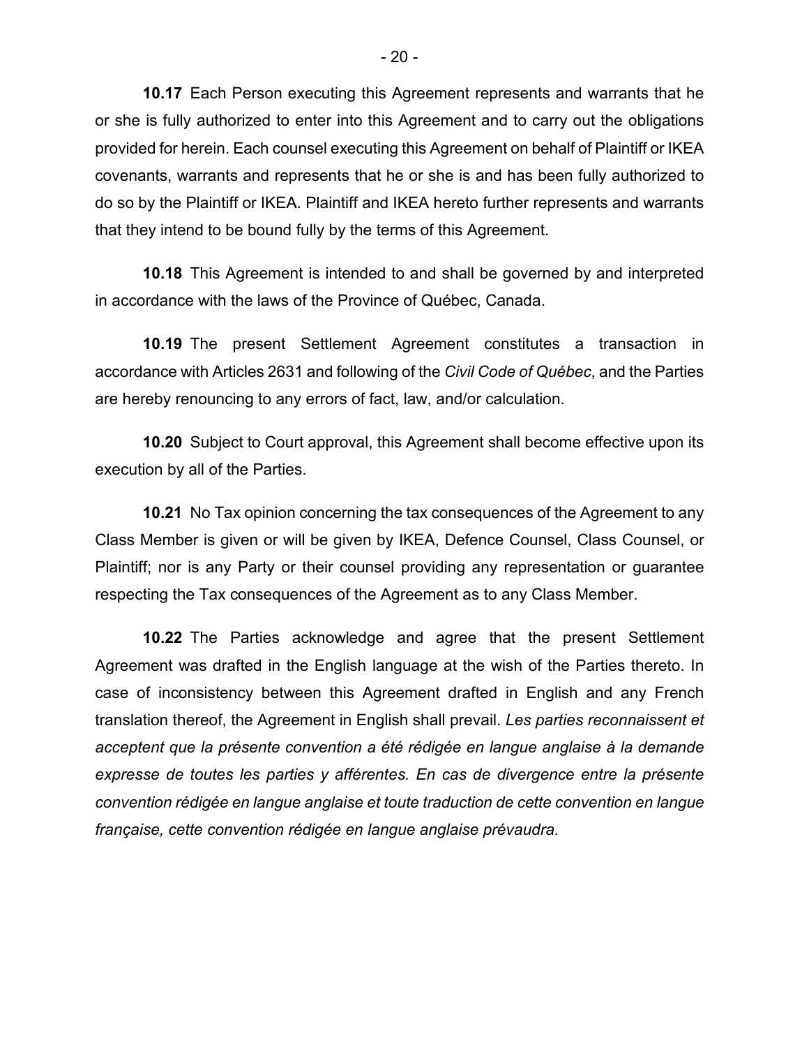**10.17** Each Person executing this Agreement represents and warrants that he or she is fully authorized to enter into this Agreement and to carry out the obligations provided for herein. Each counsel executing this Agreement on behalf of Plaintiff or IKEA covenants, warrants and represents that he or she is and has been fully authorized to do so by the Plaintiff or IKEA. Plaintiff and IKEA hereto further represents and warrants that they intend to be bound fully by the terms of this Agreement.

**10.18** This Agreement is intended to and shall be governed by and interpreted in accordance with the laws of the Province of Québec, Canada.

**10.19** The present Settlement Agreement constitutes a transaction in accordance with Articles 2631 and following of the *Civil Code of Québec*, and the Parties are hereby renouncing to any errors of fact, law, and/or calculation.

**10.20** Subject to Court approval, this Agreement shall become effective upon its execution by all of the Parties.

**10.21** No Tax opinion concerning the tax consequences of the Agreement to any Class Member is given or will be given by IKEA, Defence Counsel, Class Counsel, or Plaintiff; nor is any Party or their counsel providing any representation or guarantee respecting the Tax consequences of the Agreement as to any Class Member.

**10.22** The Parties acknowledge and agree that the present Settlement Agreement was drafted in the English language at the wish of the Parties thereto. In case of inconsistency between this Agreement drafted in English and any French translation thereof, the Agreement in English shall prevail. *Les parties reconnaissent et acceptent que la présente convention a été rédigée en langue anglaise à la demande expresse de toutes les parties y afférentes. En cas de divergence entre la présente convention rédigée en langue anglaise et toute traduction de cette convention en langue française, cette convention rédigée en langue anglaise prévaudra.*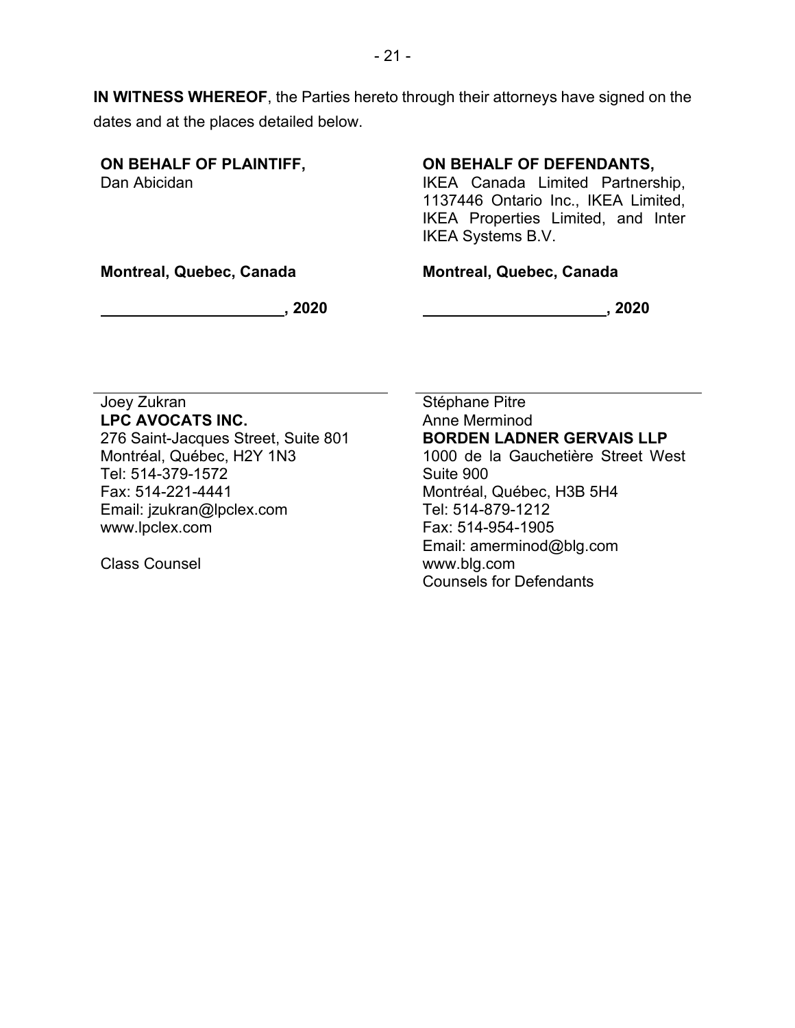**IN WITNESS WHEREOF**, the Parties hereto through their attorneys have signed on the dates and at the places detailed below.

**ON BEHALF OF PLAINTIFF,**
Dan Abicidan

**Montreal, Quebec, Canada**

\_\_\_\_\_\_\_\_\_\_\_\_\_\_\_\_\_\_\_\_\_**, 2020**

\_\_\_\_\_\_\_\_\_\_\_\_\_\_\_\_\_\_\_\_\_\_\_\_\_\_\_\_\_\_\_\_\_\_\_\_\_\_\_\_

Joey Zukran
**LPC AVOCATS INC.**
276 Saint-Jacques Street, Suite 801
Montréal, Québec, H2Y 1N3
Tel: 514-379-1572
Fax: 514-221-4441
Email: jzukran@lpclex.com
www.lpclex.com

Class Counsel

**ON BEHALF OF DEFENDANTS,**
IKEA Canada Limited Partnership, 1137446 Ontario Inc., IKEA Limited, IKEA Properties Limited, and Inter IKEA Systems B.V.

**Montreal, Quebec, Canada**

\_\_\_\_\_\_\_\_\_\_\_\_\_\_\_\_\_\_\_\_\_**, 2020**

\_\_\_\_\_\_\_\_\_\_\_\_\_\_\_\_\_\_\_\_\_\_\_\_\_\_\_\_\_\_\_\_\_\_\_\_\_\_\_\_

Stéphane Pitre
Anne Merminod
**BORDEN LADNER GERVAIS LLP**
1000 de la Gauchetière Street West
Suite 900
Montréal, Québec, H3B 5H4
Tel: 514-879-1212
Fax: 514-954-1905
Email: amerminod@blg.com
www.blg.com
Counsels for Defendants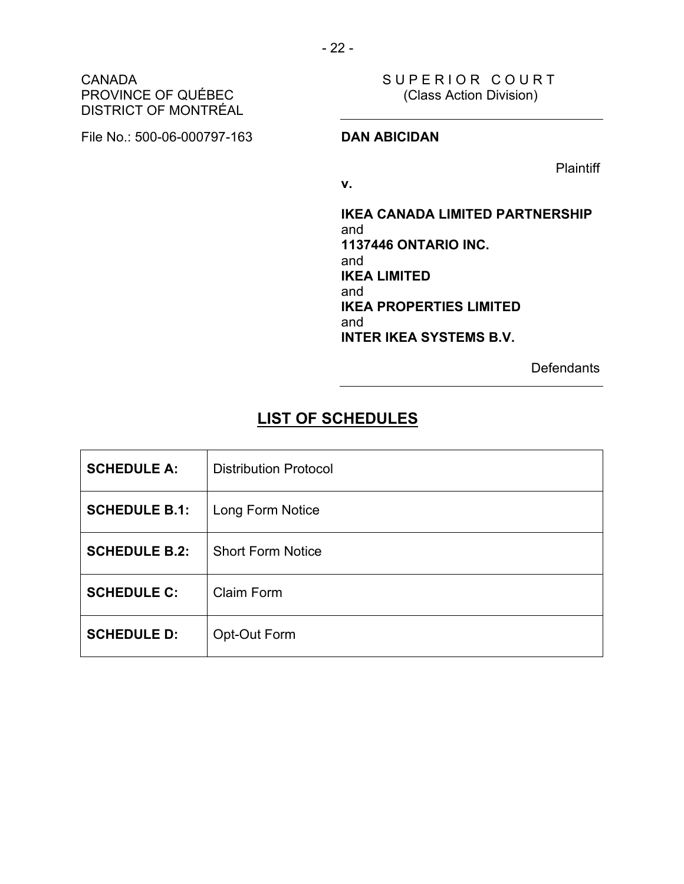CANADA
PROVINCE OF QUÉBEC
DISTRICT OF MONTRÉAL

File No.: 500-06-000797-163

S U P E R I O R   C O U R T
(Class Action Division)

**DAN ABICIDAN**

Plaintiff

**v.**

**IKEA CANADA LIMITED PARTNERSHIP**
and
**1137446 ONTARIO INC.**
and
**IKEA LIMITED**
and
**IKEA PROPERTIES LIMITED**
and
**INTER IKEA SYSTEMS B.V.**

Defendants

## LIST OF SCHEDULES

| | |
|---|---|
| **SCHEDULE A:** | Distribution Protocol |
| **SCHEDULE B.1:** | Long Form Notice |
| **SCHEDULE B.2:** | Short Form Notice |
| **SCHEDULE C:** | Claim Form |
| **SCHEDULE D:** | Opt-Out Form |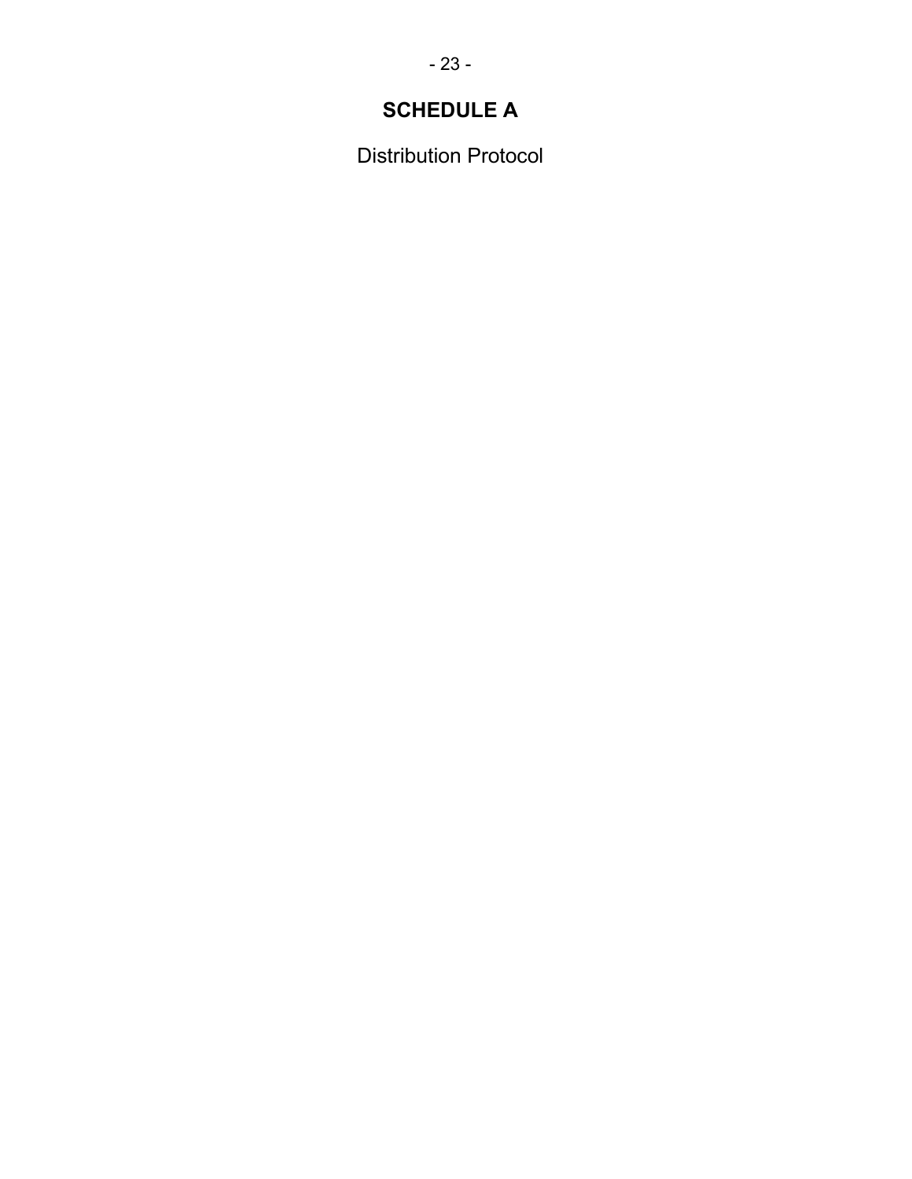# SCHEDULE A

Distribution Protocol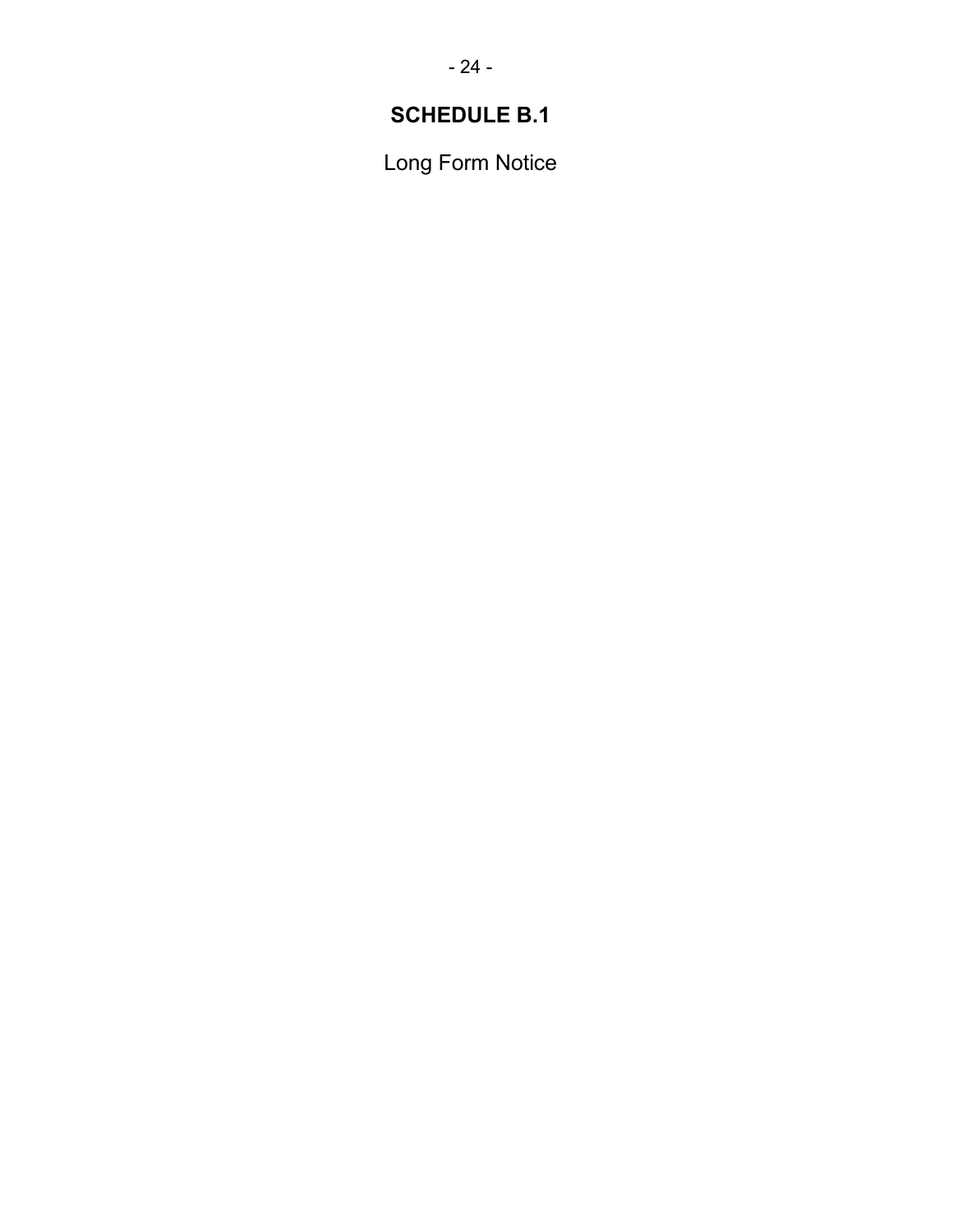# SCHEDULE B.1

Long Form Notice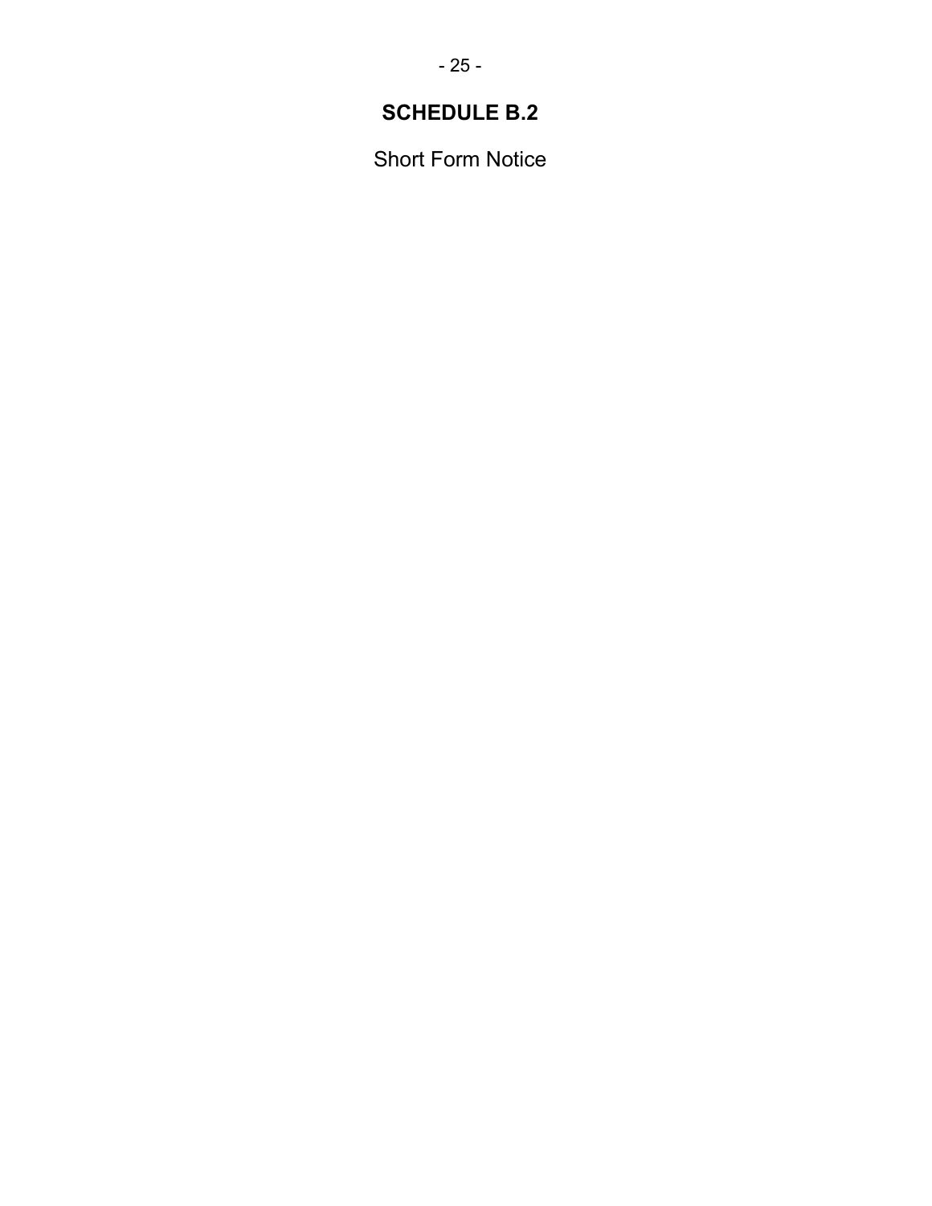# SCHEDULE B.2

Short Form Notice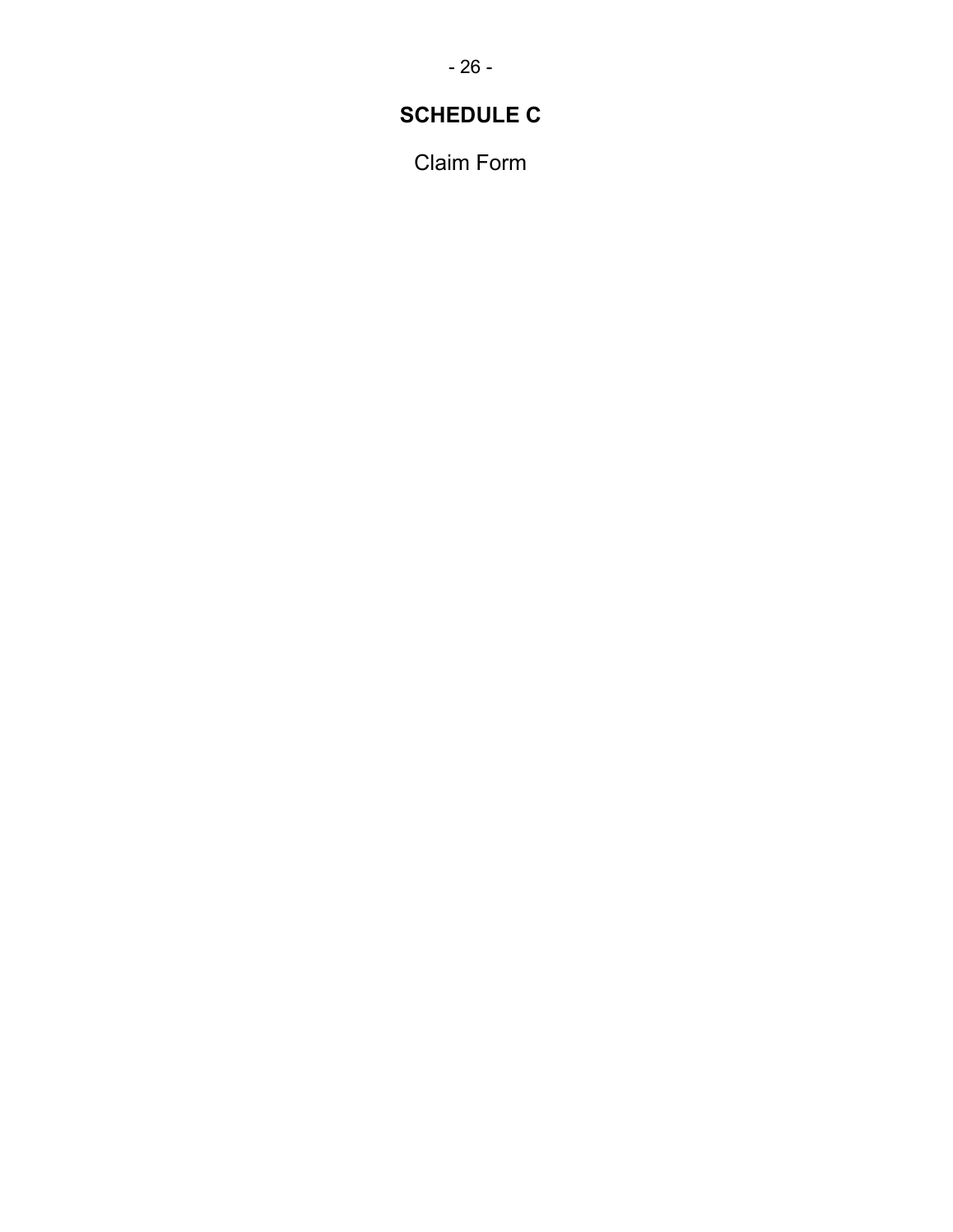# SCHEDULE C

Claim Form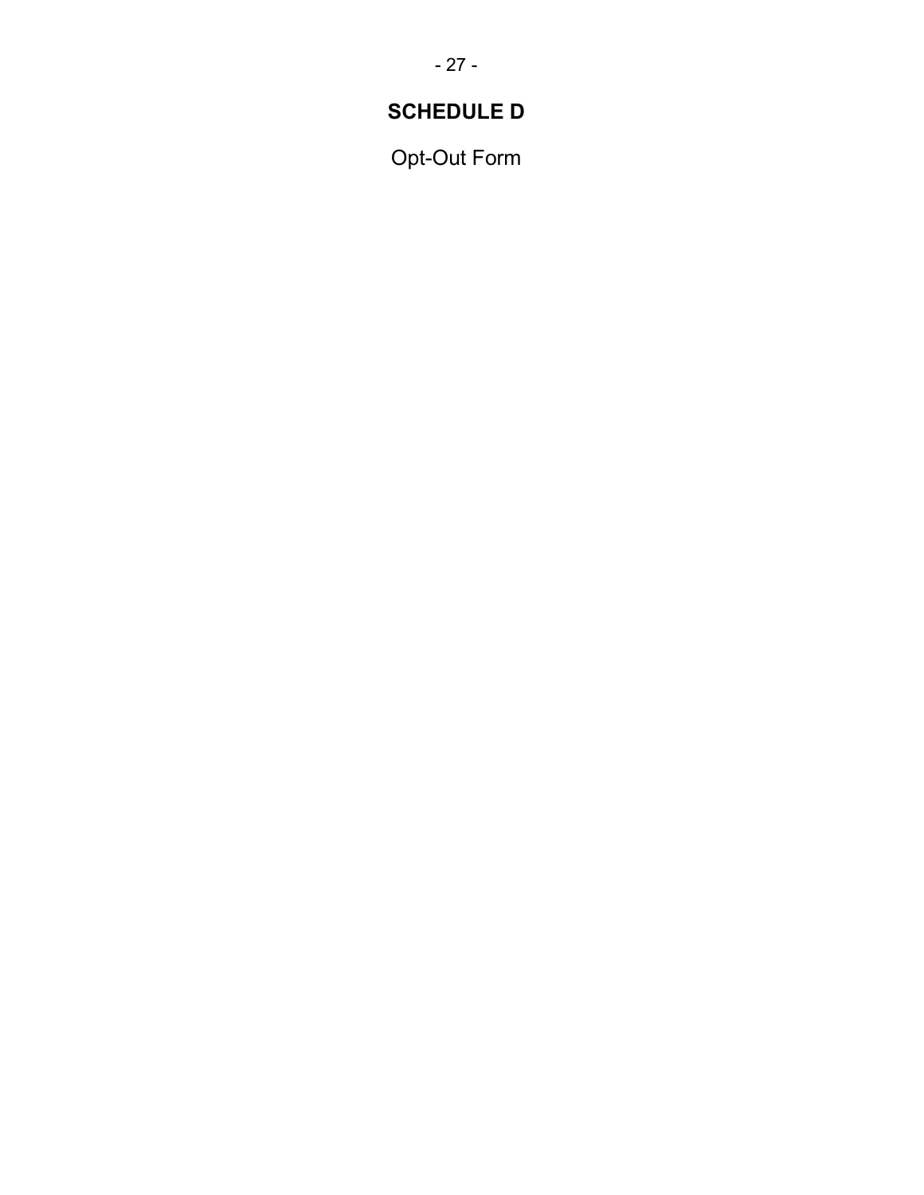# SCHEDULE D

Opt-Out Form